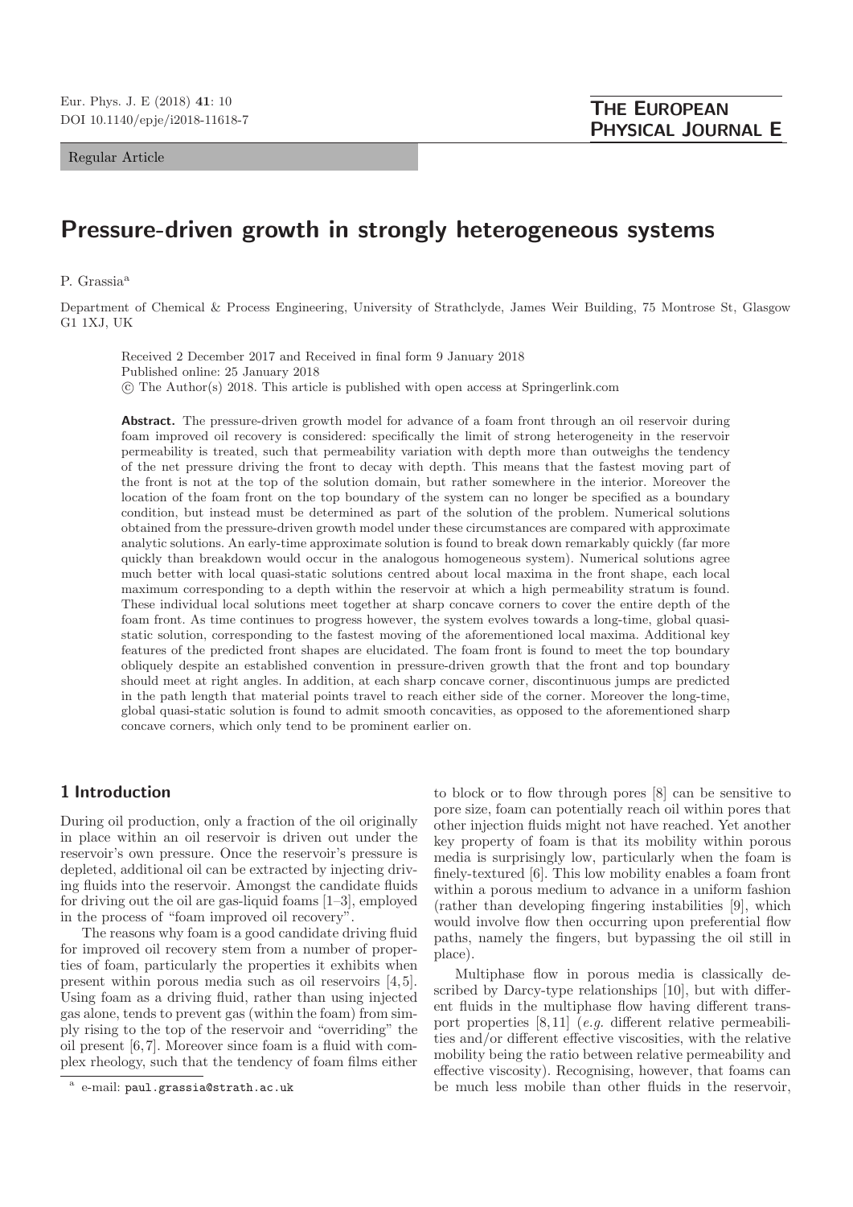Regular Article

# Pressure-driven growth in strongly heterogeneous systems

P. Grassia[a]

Department of Chemical & Process Engineering, University of Strathclyde, James Weir Building, 75 Montrose St, Glasgow G1 1XJ, UK

Received 2 December 2017 and Received in final form 9 January 2018
Published online: 25 January 2018
© The Author(s) 2018. This article is published with open access at Springerlink.com

**Abstract.** The pressure-driven growth model for advance of a foam front through an oil reservoir during foam improved oil recovery is considered: specifically the limit of strong heterogeneity in the reservoir permeability is treated, such that permeability variation with depth more than outweighs the tendency of the net pressure driving the front to decay with depth. This means that the fastest moving part of the front is not at the top of the solution domain, but rather somewhere in the interior. Moreover the location of the foam front on the top boundary of the system can no longer be specified as a boundary condition, but instead must be determined as part of the solution of the problem. Numerical solutions obtained from the pressure-driven growth model under these circumstances are compared with approximate analytic solutions. An early-time approximate solution is found to break down remarkably quickly (far more quickly than breakdown would occur in the analogous homogeneous system). Numerical solutions agree much better with local quasi-static solutions centred about local maxima in the front shape, each local maximum corresponding to a depth within the reservoir at which a high permeability stratum is found. These individual local solutions meet together at sharp concave corners to cover the entire depth of the foam front. As time continues to progress however, the system evolves towards a long-time, global quasi-static solution, corresponding to the fastest moving of the aforementioned local maxima. Additional key features of the predicted front shapes are elucidated. The foam front is found to meet the top boundary obliquely despite an established convention in pressure-driven growth that the front and top boundary should meet at right angles. In addition, at each sharp concave corner, discontinuous jumps are predicted in the path length that material points travel to reach either side of the corner. Moreover the long-time, global quasi-static solution is found to admit smooth concavities, as opposed to the aforementioned sharp concave corners, which only tend to be prominent earlier on.

## 1 Introduction

During oil production, only a fraction of the oil originally in place within an oil reservoir is driven out under the reservoir's own pressure. Once the reservoir's pressure is depleted, additional oil can be extracted by injecting driving fluids into the reservoir. Amongst the candidate fluids for driving out the oil are gas-liquid foams [1–3], employed in the process of "foam improved oil recovery".

The reasons why foam is a good candidate driving fluid for improved oil recovery stem from a number of properties of foam, particularly the properties it exhibits when present within porous media such as oil reservoirs [4,5]. Using foam as a driving fluid, rather than using injected gas alone, tends to prevent gas (within the foam) from simply rising to the top of the reservoir and "overriding" the oil present [6,7]. Moreover since foam is a fluid with complex rheology, such that the tendency of foam films either to block or to flow through pores [8] can be sensitive to pore size, foam can potentially reach oil within pores that other injection fluids might not have reached. Yet another key property of foam is that its mobility within porous media is surprisingly low, particularly when the foam is finely-textured [6]. This low mobility enables a foam front within a porous medium to advance in a uniform fashion (rather than developing fingering instabilities [9], which would involve flow then occurring upon preferential flow paths, namely the fingers, but bypassing the oil still in place).

Multiphase flow in porous media is classically described by Darcy-type relationships [10], but with different fluids in the multiphase flow having different transport properties [8,11] (*e.g.* different relative permeabilities and/or different effective viscosities, with the relative mobility being the ratio between relative permeability and effective viscosity). Recognising, however, that foams can be much less mobile than other fluids in the reservoir,

[a] e-mail: paul.grassia@strath.ac.uk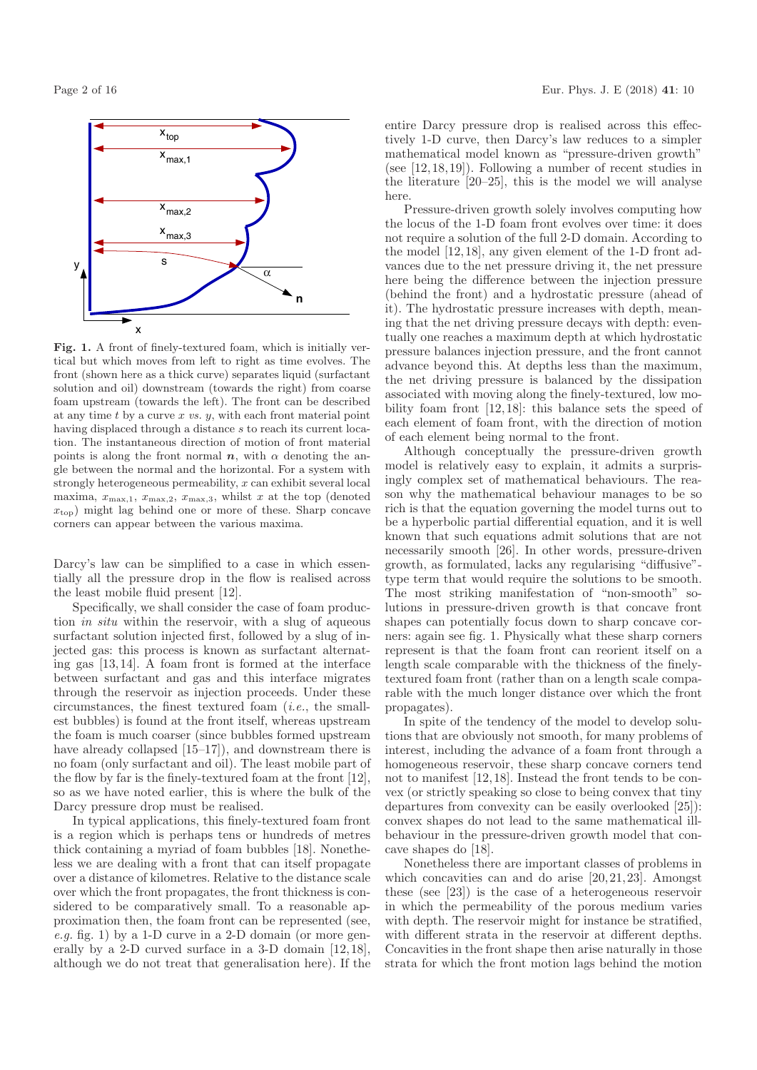**Fig. 1.** A front of finely-textured foam, which is initially vertical but which moves from left to right as time evolves. The front (shown here as a thick curve) separates liquid (surfactant solution and oil) downstream (towards the right) from coarse foam upstream (towards the left). The front can be described at any time $t$ by a curve $x$ *vs.* $y$, with each front material point having displaced through a distance $s$ to reach its current location. The instantaneous direction of motion of front material points is along the front normal $\boldsymbol{n}$, with $\alpha$ denoting the angle between the normal and the horizontal. For a system with strongly heterogeneous permeability, $x$ can exhibit several local maxima, $x_{\max,1}$, $x_{\max,2}$, $x_{\max,3}$, whilst $x$ at the top (denoted $x_{\text{top}}$) might lag behind one or more of these. Sharp concave corners can appear between the various maxima.

Darcy's law can be simplified to a case in which essentially all the pressure drop in the flow is realised across the least mobile fluid present [12].

Specifically, we shall consider the case of foam production *in situ* within the reservoir, with a slug of aqueous surfactant solution injected first, followed by a slug of injected gas: this process is known as surfactant alternating gas [13,14]. A foam front is formed at the interface between surfactant and gas and this interface migrates through the reservoir as injection proceeds. Under these circumstances, the finest textured foam (*i.e.*, the smallest bubbles) is found at the front itself, whereas upstream the foam is much coarser (since bubbles formed upstream have already collapsed [15–17]), and downstream there is no foam (only surfactant and oil). The least mobile part of the flow by far is the finely-textured foam at the front [12], so as we have noted earlier, this is where the bulk of the Darcy pressure drop must be realised.

In typical applications, this finely-textured foam front is a region which is perhaps tens or hundreds of metres thick containing a myriad of foam bubbles [18]. Nonetheless we are dealing with a front that can itself propagate over a distance of kilometres. Relative to the distance scale over which the front propagates, the front thickness is considered to be comparatively small. To a reasonable approximation then, the foam front can be represented (see, *e.g.* fig. 1) by a 1-D curve in a 2-D domain (or more generally by a 2-D curved surface in a 3-D domain [12,18], although we do not treat that generalisation here). If the entire Darcy pressure drop is realised across this effectively 1-D curve, then Darcy's law reduces to a simpler mathematical model known as "pressure-driven growth" (see [12,18,19]). Following a number of recent studies in the literature [20–25], this is the model we will analyse here.

Pressure-driven growth solely involves computing how the locus of the 1-D foam front evolves over time: it does not require a solution of the full 2-D domain. According to the model [12,18], any given element of the 1-D front advances due to the net pressure driving it, the net pressure here being the difference between the injection pressure (behind the front) and a hydrostatic pressure (ahead of it). The hydrostatic pressure increases with depth, meaning that the net driving pressure decays with depth: eventually one reaches a maximum depth at which hydrostatic pressure balances injection pressure, and the front cannot advance beyond this. At depths less than the maximum, the net driving pressure is balanced by the dissipation associated with moving along the finely-textured, low mobility foam front [12,18]: this balance sets the speed of each element of foam front, with the direction of motion of each element being normal to the front.

Although conceptually the pressure-driven growth model is relatively easy to explain, it admits a surprisingly complex set of mathematical behaviours. The reason why the mathematical behaviour manages to be so rich is that the equation governing the model turns out to be a hyperbolic partial differential equation, and it is well known that such equations admit solutions that are not necessarily smooth [26]. In other words, pressure-driven growth, as formulated, lacks any regularising "diffusive"-type term that would require the solutions to be smooth. The most striking manifestation of "non-smooth" solutions in pressure-driven growth is that concave front shapes can potentially focus down to sharp concave corners: again see fig. 1. Physically what these sharp corners represent is that the foam front can reorient itself on a length scale comparable with the thickness of the finely-textured foam front (rather than on a length scale comparable with the much longer distance over which the front propagates).

In spite of the tendency of the model to develop solutions that are obviously not smooth, for many problems of interest, including the advance of a foam front through a homogeneous reservoir, these sharp concave corners tend not to manifest [12,18]. Instead the front tends to be convex (or strictly speaking so close to being convex that tiny departures from convexity can be easily overlooked [25]): convex shapes do not lead to the same mathematical ill-behaviour in the pressure-driven growth model that concave shapes do [18].

Nonetheless there are important classes of problems in which concavities can and do arise [20,21,23]. Amongst these (see [23]) is the case of a heterogeneous reservoir in which the permeability of the porous medium varies with depth. The reservoir might for instance be stratified, with different strata in the reservoir at different depths. Concavities in the front shape then arise naturally in those strata for which the front motion lags behind the motion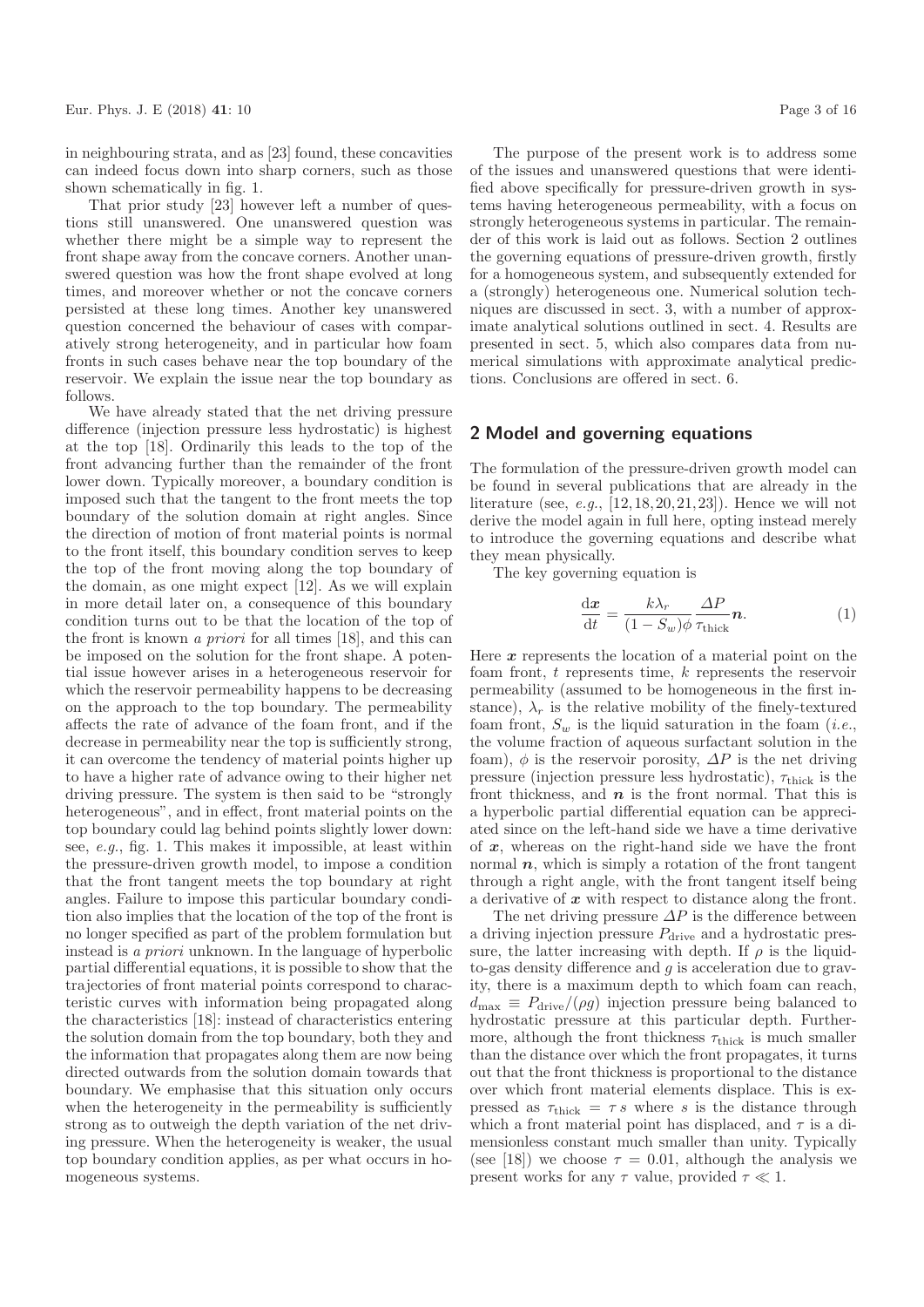in neighbouring strata, and as [23] found, these concavities can indeed focus down into sharp corners, such as those shown schematically in fig. 1.

That prior study [23] however left a number of questions still unanswered. One unanswered question was whether there might be a simple way to represent the front shape away from the concave corners. Another unanswered question was how the front shape evolved at long times, and moreover whether or not the concave corners persisted at these long times. Another key unanswered question concerned the behaviour of cases with comparatively strong heterogeneity, and in particular how foam fronts in such cases behave near the top boundary of the reservoir. We explain the issue near the top boundary as follows.

We have already stated that the net driving pressure difference (injection pressure less hydrostatic) is highest at the top [18]. Ordinarily this leads to the top of the front advancing further than the remainder of the front lower down. Typically moreover, a boundary condition is imposed such that the tangent to the front meets the top boundary of the solution domain at right angles. Since the direction of motion of front material points is normal to the front itself, this boundary condition serves to keep the top of the front moving along the top boundary of the domain, as one might expect [12]. As we will explain in more detail later on, a consequence of this boundary condition turns out to be that the location of the top of the front is known *a priori* for all times [18], and this can be imposed on the solution for the front shape. A potential issue however arises in a heterogeneous reservoir for which the reservoir permeability happens to be decreasing on the approach to the top boundary. The permeability affects the rate of advance of the foam front, and if the decrease in permeability near the top is sufficiently strong, it can overcome the tendency of material points higher up to have a higher rate of advance owing to their higher net driving pressure. The system is then said to be "strongly heterogeneous", and in effect, front material points on the top boundary could lag behind points slightly lower down: see, *e.g.*, fig. 1. This makes it impossible, at least within the pressure-driven growth model, to impose a condition that the front tangent meets the top boundary at right angles. Failure to impose this particular boundary condition also implies that the location of the top of the front is no longer specified as part of the problem formulation but instead is *a priori* unknown. In the language of hyperbolic partial differential equations, it is possible to show that the trajectories of front material points correspond to characteristic curves with information being propagated along the characteristics [18]: instead of characteristics entering the solution domain from the top boundary, both they and the information that propagates along them are now being directed outwards from the solution domain towards that boundary. We emphasise that this situation only occurs when the heterogeneity in the permeability is sufficiently strong as to outweigh the depth variation of the net driving pressure. When the heterogeneity is weaker, the usual top boundary condition applies, as per what occurs in homogeneous systems.

The purpose of the present work is to address some of the issues and unanswered questions that were identified above specifically for pressure-driven growth in systems having heterogeneous permeability, with a focus on strongly heterogeneous systems in particular. The remainder of this work is laid out as follows. Section 2 outlines the governing equations of pressure-driven growth, firstly for a homogeneous system, and subsequently extended for a (strongly) heterogeneous one. Numerical solution techniques are discussed in sect. 3, with a number of approximate analytical solutions outlined in sect. 4. Results are presented in sect. 5, which also compares data from numerical simulations with approximate analytical predictions. Conclusions are offered in sect. 6.

## 2 Model and governing equations

The formulation of the pressure-driven growth model can be found in several publications that are already in the literature (see, *e.g.*, [12,18,20,21,23]). Hence we will not derive the model again in full here, opting instead merely to introduce the governing equations and describe what they mean physically.

The key governing equation is

$$\frac{\mathrm{d}\boldsymbol{x}}{\mathrm{d}t} = \frac{k\lambda_r}{(1-S_w)\phi}\frac{\Delta P}{\tau_{\mathrm{thick}}}\boldsymbol{n}. \tag{1}$$

Here $\boldsymbol{x}$ represents the location of a material point on the foam front, $t$ represents time, $k$ represents the reservoir permeability (assumed to be homogeneous in the first instance), $\lambda_r$ is the relative mobility of the finely-textured foam front, $S_w$ is the liquid saturation in the foam (*i.e.*, the volume fraction of aqueous surfactant solution in the foam), $\phi$ is the reservoir porosity, $\Delta P$ is the net driving pressure (injection pressure less hydrostatic), $\tau_{\mathrm{thick}}$ is the front thickness, and $\boldsymbol{n}$ is the front normal. That this is a hyperbolic partial differential equation can be appreciated since on the left-hand side we have a time derivative of $\boldsymbol{x}$, whereas on the right-hand side we have the front normal $\boldsymbol{n}$, which is simply a rotation of the front tangent through a right angle, with the front tangent itself being a derivative of $\boldsymbol{x}$ with respect to distance along the front.

The net driving pressure $\Delta P$ is the difference between a driving injection pressure $P_{\mathrm{drive}}$ and a hydrostatic pressure, the latter increasing with depth. If $\rho$ is the liquid-to-gas density difference and $g$ is acceleration due to gravity, there is a maximum depth to which foam can reach, $d_{\max} \equiv P_{\mathrm{drive}}/(\rho g)$ injection pressure being balanced to hydrostatic pressure at this particular depth. Furthermore, although the front thickness $\tau_{\mathrm{thick}}$ is much smaller than the distance over which the front propagates, it turns out that the front thickness is proportional to the distance over which front material elements displace. This is expressed as $\tau_{\mathrm{thick}} = \tau\, s$ where $s$ is the distance through which a front material point has displaced, and $\tau$ is a dimensionless constant much smaller than unity. Typically (see [18]) we choose $\tau = 0.01$, although the analysis we present works for any $\tau$ value, provided $\tau \ll 1$.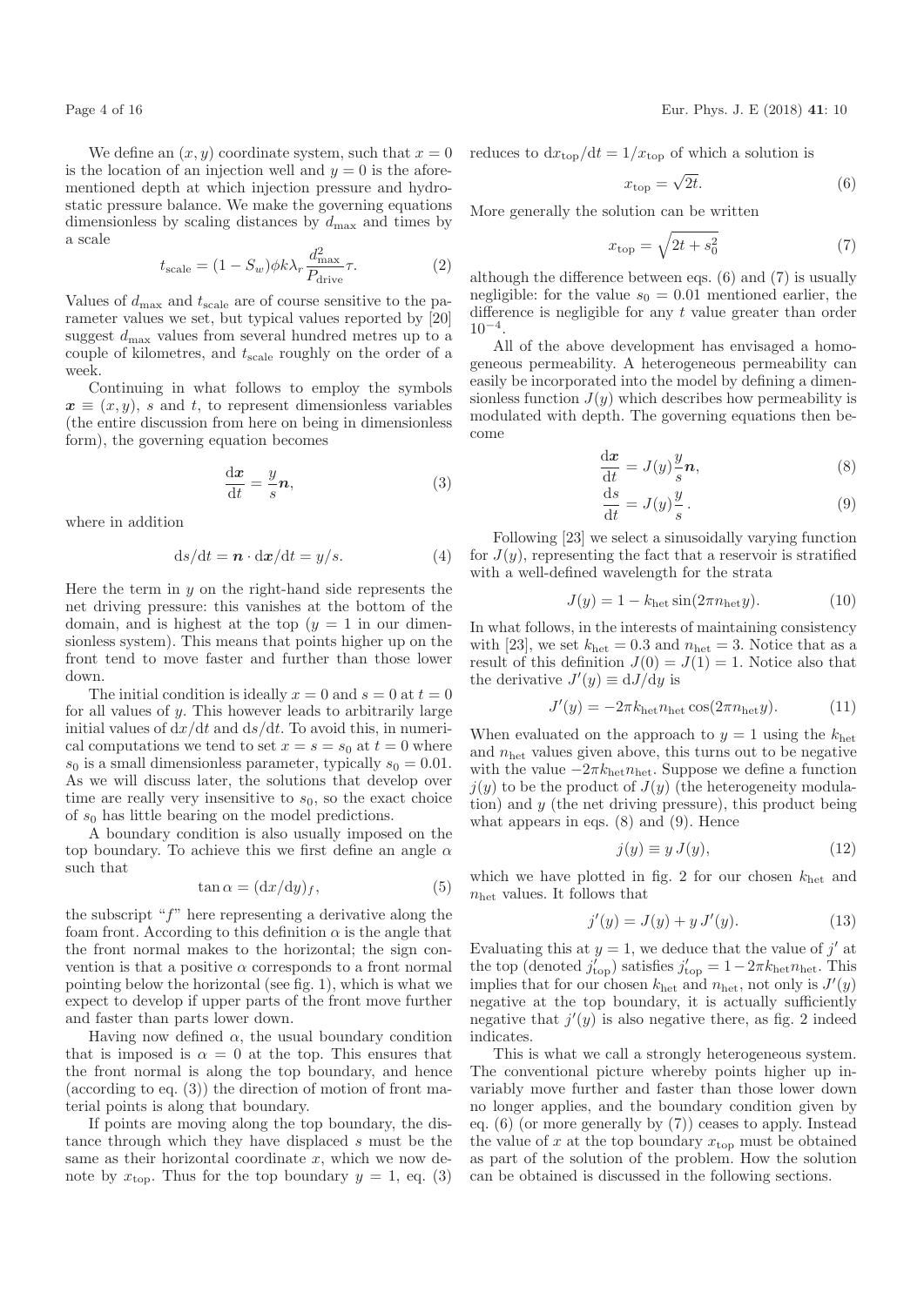We define an $(x, y)$ coordinate system, such that $x = 0$ is the location of an injection well and $y = 0$ is the aforementioned depth at which injection pressure and hydrostatic pressure balance. We make the governing equations dimensionless by scaling distances by $d_{\max}$ and times by a scale

$$t_{\text{scale}} = (1 - S_w)\phi k \lambda_r \frac{d_{\max}^2}{P_{\text{drive}}}\tau. \tag{2}$$

Values of $d_{\max}$ and $t_{\text{scale}}$ are of course sensitive to the parameter values we set, but typical values reported by [20] suggest $d_{\max}$ values from several hundred metres up to a couple of kilometres, and $t_{\text{scale}}$ roughly on the order of a week.

Continuing in what follows to employ the symbols $\boldsymbol{x} \equiv (x, y)$, $s$ and $t$, to represent dimensionless variables (the entire discussion from here on being in dimensionless form), the governing equation becomes

$$\frac{\mathrm{d}\boldsymbol{x}}{\mathrm{d}t} = \frac{y}{s}\boldsymbol{n}, \tag{3}$$

where in addition

$$\mathrm{d}s/\mathrm{d}t = \boldsymbol{n} \cdot \mathrm{d}\boldsymbol{x}/\mathrm{d}t = y/s. \tag{4}$$

Here the term in $y$ on the right-hand side represents the net driving pressure: this vanishes at the bottom of the domain, and is highest at the top ($y = 1$ in our dimensionless system). This means that points higher up on the front tend to move faster and further than those lower down.

The initial condition is ideally $x = 0$ and $s = 0$ at $t = 0$ for all values of $y$. This however leads to arbitrarily large initial values of $\mathrm{d}x/\mathrm{d}t$ and $\mathrm{d}s/\mathrm{d}t$. To avoid this, in numerical computations we tend to set $x = s = s_0$ at $t = 0$ where $s_0$ is a small dimensionless parameter, typically $s_0 = 0.01$. As we will discuss later, the solutions that develop over time are really very insensitive to $s_0$, so the exact choice of $s_0$ has little bearing on the model predictions.

A boundary condition is also usually imposed on the top boundary. To achieve this we first define an angle $\alpha$ such that

$$\tan\alpha = (\mathrm{d}x/\mathrm{d}y)_f, \tag{5}$$

the subscript "$f$" here representing a derivative along the foam front. According to this definition $\alpha$ is the angle that the front normal makes to the horizontal; the sign convention is that a positive $\alpha$ corresponds to a front normal pointing below the horizontal (see fig. 1), which is what we expect to develop if upper parts of the front move further and faster than parts lower down.

Having now defined $\alpha$, the usual boundary condition that is imposed is $\alpha = 0$ at the top. This ensures that the front normal is along the top boundary, and hence (according to eq. (3)) the direction of motion of front material points is along that boundary.

If points are moving along the top boundary, the distance through which they have displaced $s$ must be the same as their horizontal coordinate $x$, which we now denote by $x_{\text{top}}$. Thus for the top boundary $y = 1$, eq. (3) reduces to $\mathrm{d}x_{\text{top}}/\mathrm{d}t = 1/x_{\text{top}}$ of which a solution is

$$x_{\text{top}} = \sqrt{2t}. \tag{6}$$

More generally the solution can be written

$$x_{\text{top}} = \sqrt{2t + s_0^2} \tag{7}$$

although the difference between eqs. (6) and (7) is usually negligible: for the value $s_0 = 0.01$ mentioned earlier, the difference is negligible for any $t$ value greater than order $10^{-4}$.

All of the above development has envisaged a homogeneous permeability. A heterogeneous permeability can easily be incorporated into the model by defining a dimensionless function $J(y)$ which describes how permeability is modulated with depth. The governing equations then become

$$\frac{\mathrm{d}\boldsymbol{x}}{\mathrm{d}t} = J(y)\frac{y}{s}\boldsymbol{n}, \tag{8}$$

$$\frac{\mathrm{d}s}{\mathrm{d}t} = J(y)\frac{y}{s}\,. \tag{9}$$

Following [23] we select a sinusoidally varying function for $J(y)$, representing the fact that a reservoir is stratified with a well-defined wavelength for the strata

$$J(y) = 1 - k_{\text{het}}\sin(2\pi n_{\text{het}} y). \tag{10}$$

In what follows, in the interests of maintaining consistency with [23], we set $k_{\text{het}} = 0.3$ and $n_{\text{het}} = 3$. Notice that as a result of this definition $J(0) = J(1) = 1$. Notice also that the derivative $J'(y) \equiv \mathrm{d}J/\mathrm{d}y$ is

$$J'(y) = -2\pi k_{\text{het}} n_{\text{het}} \cos(2\pi n_{\text{het}} y). \tag{11}$$

When evaluated on the approach to $y = 1$ using the $k_{\text{het}}$ and $n_{\text{het}}$ values given above, this turns out to be negative with the value $-2\pi k_{\text{het}} n_{\text{het}}$. Suppose we define a function $j(y)$ to be the product of $J(y)$ (the heterogeneity modulation) and $y$ (the net driving pressure), this product being what appears in eqs. (8) and (9). Hence

$$j(y) \equiv y\,J(y), \tag{12}$$

which we have plotted in fig. 2 for our chosen $k_{\text{het}}$ and $n_{\text{het}}$ values. It follows that

$$j'(y) = J(y) + y\,J'(y). \tag{13}$$

Evaluating this at $y = 1$, we deduce that the value of $j'$ at the top (denoted $j'_{\text{top}}$) satisfies $j'_{\text{top}} = 1 - 2\pi k_{\text{het}} n_{\text{het}}$. This implies that for our chosen $k_{\text{het}}$ and $n_{\text{het}}$, not only is $J'(y)$ negative at the top boundary, it is actually sufficiently negative that $j'(y)$ is also negative there, as fig. 2 indeed indicates.

This is what we call a strongly heterogeneous system. The conventional picture whereby points higher up invariably move further and faster than those lower down no longer applies, and the boundary condition given by eq. (6) (or more generally by (7)) ceases to apply. Instead the value of $x$ at the top boundary $x_{\text{top}}$ must be obtained as part of the solution of the problem. How the solution can be obtained is discussed in the following sections.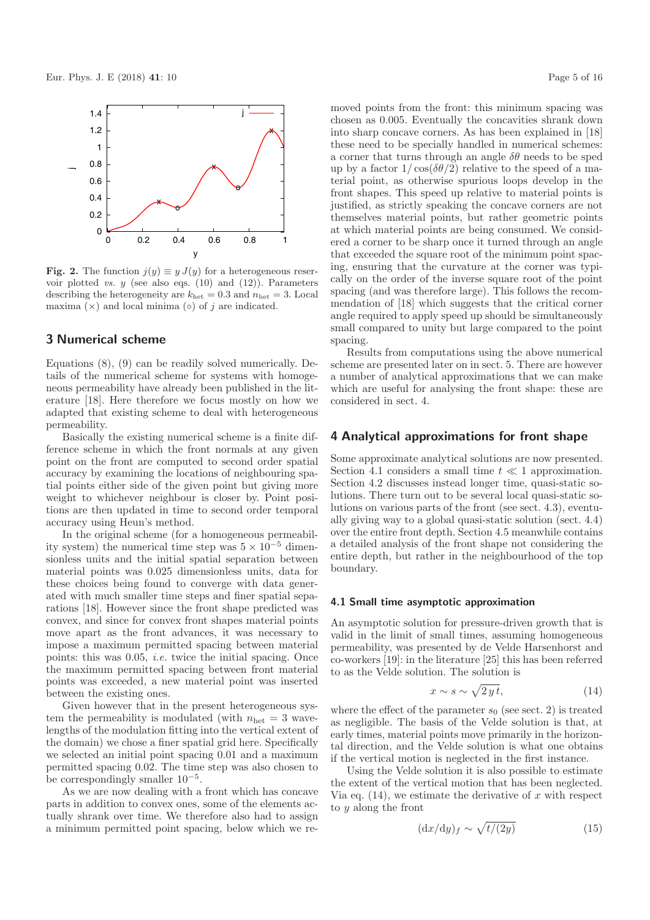**Fig. 2.** The function $j(y) \equiv y\,J(y)$ for a heterogeneous reservoir plotted *vs.* $y$ (see also eqs. (10) and (12)). Parameters describing the heterogeneity are $k_{\rm het} = 0.3$ and $n_{\rm het} = 3$. Local maxima ($\times$) and local minima ($\circ$) of $j$ are indicated.

## 3 Numerical scheme

Equations (8), (9) can be readily solved numerically. Details of the numerical scheme for systems with homogeneous permeability have already been published in the literature [18]. Here therefore we focus mostly on how we adapted that existing scheme to deal with heterogeneous permeability.

Basically the existing numerical scheme is a finite difference scheme in which the front normals at any given point on the front are computed to second order spatial accuracy by examining the locations of neighbouring spatial points either side of the given point but giving more weight to whichever neighbour is closer by. Point positions are then updated in time to second order temporal accuracy using Heun's method.

In the original scheme (for a homogeneous permeability system) the numerical time step was $5 \times 10^{-5}$ dimensionless units and the initial spatial separation between material points was 0.025 dimensionless units, data for these choices being found to converge with data generated with much smaller time steps and finer spatial separations [18]. However since the front shape predicted was convex, and since for convex front shapes material points move apart as the front advances, it was necessary to impose a maximum permitted spacing between material points: this was 0.05, *i.e.* twice the initial spacing. Once the maximum permitted spacing between front material points was exceeded, a new material point was inserted between the existing ones.

Given however that in the present heterogeneous system the permeability is modulated (with $n_{\rm het} = 3$ wavelengths of the modulation fitting into the vertical extent of the domain) we chose a finer spatial grid here. Specifically we selected an initial point spacing 0.01 and a maximum permitted spacing 0.02. The time step was also chosen to be correspondingly smaller $10^{-5}$.

As we are now dealing with a front which has concave parts in addition to convex ones, some of the elements actually shrank over time. We therefore also had to assign a minimum permitted point spacing, below which we removed points from the front: this minimum spacing was chosen as 0.005. Eventually the concavities shrank down into sharp concave corners. As has been explained in [18] these need to be specially handled in numerical schemes: a corner that turns through an angle $\delta\theta$ needs to be sped up by a factor $1/\cos(\delta\theta/2)$ relative to the speed of a material point, as otherwise spurious loops develop in the front shapes. This speed up relative to material points is justified, as strictly speaking the concave corners are not themselves material points, but rather geometric points at which material points are being consumed. We considered a corner to be sharp once it turned through an angle that exceeded the square root of the minimum point spacing, ensuring that the curvature at the corner was typically on the order of the inverse square root of the point spacing (and was therefore large). This follows the recommendation of [18] which suggests that the critical corner angle required to apply speed up should be simultaneously small compared to unity but large compared to the point spacing.

Results from computations using the above numerical scheme are presented later on in sect. 5. There are however a number of analytical approximations that we can make which are useful for analysing the front shape: these are considered in sect. 4.

## 4 Analytical approximations for front shape

Some approximate analytical solutions are now presented. Section 4.1 considers a small time $t \ll 1$ approximation. Section 4.2 discusses instead longer time, quasi-static solutions. There turn out to be several local quasi-static solutions on various parts of the front (see sect. 4.3), eventually giving way to a global quasi-static solution (sect. 4.4) over the entire front depth. Section 4.5 meanwhile contains a detailed analysis of the front shape not considering the entire depth, but rather in the neighbourhood of the top boundary.

### 4.1 Small time asymptotic approximation

An asymptotic solution for pressure-driven growth that is valid in the limit of small times, assuming homogeneous permeability, was presented by de Velde Harsenhorst and co-workers [19]: in the literature [25] this has been referred to as the Velde solution. The solution is

$$x \sim s \sim \sqrt{2\,y\,t}, \tag{14}$$

where the effect of the parameter $s_0$ (see sect. 2) is treated as negligible. The basis of the Velde solution is that, at early times, material points move primarily in the horizontal direction, and the Velde solution is what one obtains if the vertical motion is neglected in the first instance.

Using the Velde solution it is also possible to estimate the extent of the vertical motion that has been neglected. Via eq. (14), we estimate the derivative of $x$ with respect to $y$ along the front

$$({\rm d}x/{\rm d}y)_f \sim \sqrt{t/(2y)} \tag{15}$$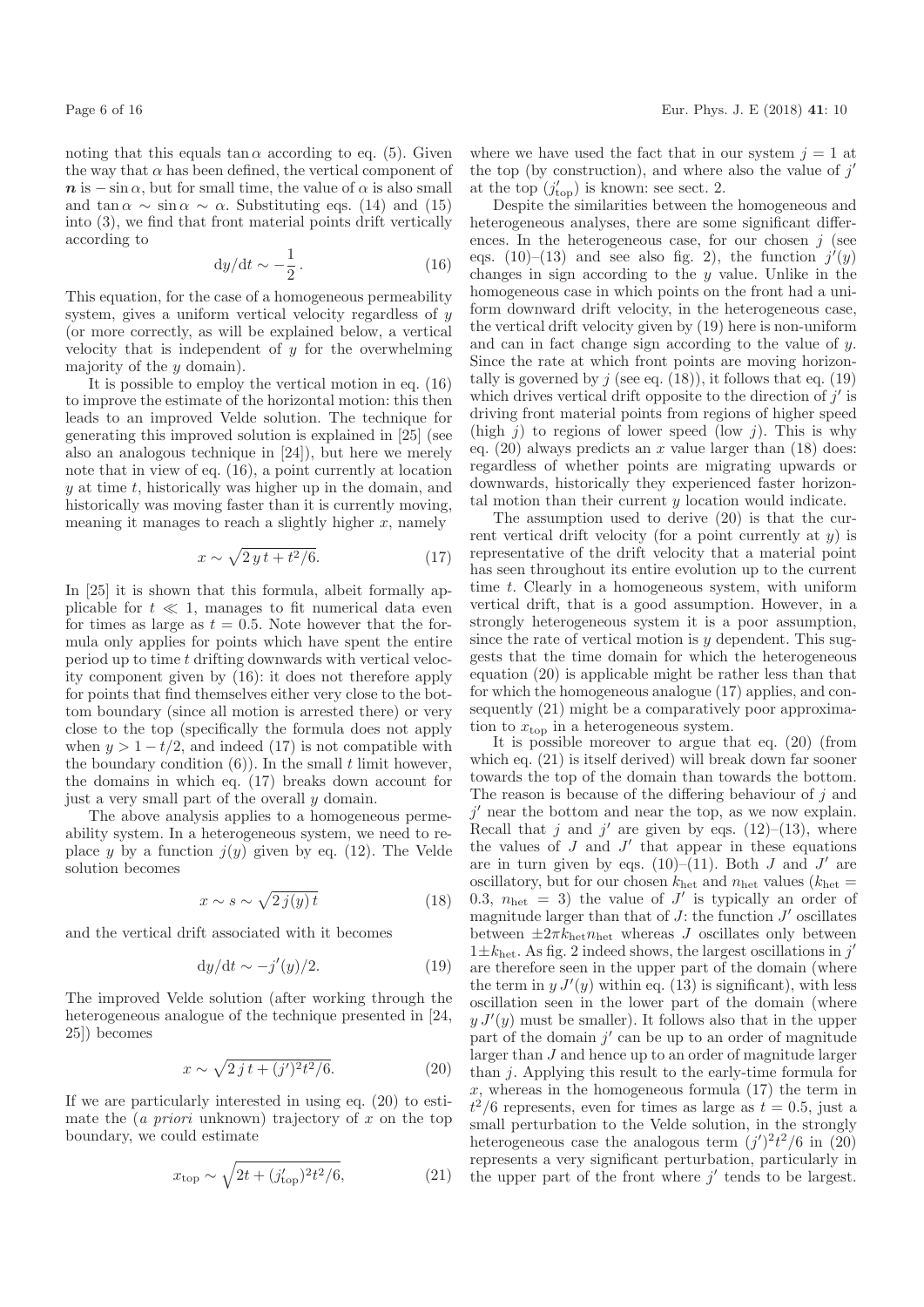noting that this equals $\tan\alpha$ according to eq. (5). Given the way that $\alpha$ has been defined, the vertical component of $\boldsymbol{n}$ is $-\sin\alpha$, but for small time, the value of $\alpha$ is also small and $\tan\alpha \sim \sin\alpha \sim \alpha$. Substituting eqs. (14) and (15) into (3), we find that front material points drift vertically according to

$$\mathrm{d}y/\mathrm{d}t \sim -\frac{1}{2}\,. \tag{16}$$

This equation, for the case of a homogeneous permeability system, gives a uniform vertical velocity regardless of $y$ (or more correctly, as will be explained below, a vertical velocity that is independent of $y$ for the overwhelming majority of the $y$ domain).

It is possible to employ the vertical motion in eq. (16) to improve the estimate of the horizontal motion: this then leads to an improved Velde solution. The technique for generating this improved solution is explained in [25] (see also an analogous technique in [24]), but here we merely note that in view of eq. (16), a point currently at location $y$ at time $t$, historically was higher up in the domain, and historically was moving faster than it is currently moving, meaning it manages to reach a slightly higher $x$, namely

$$x \sim \sqrt{2\,y\,t + t^2/6}. \tag{17}$$

In [25] it is shown that this formula, albeit formally applicable for $t \ll 1$, manages to fit numerical data even for times as large as $t = 0.5$. Note however that the formula only applies for points which have spent the entire period up to time $t$ drifting downwards with vertical velocity component given by (16): it does not therefore apply for points that find themselves either very close to the bottom boundary (since all motion is arrested there) or very close to the top (specifically the formula does not apply when $y > 1 - t/2$, and indeed (17) is not compatible with the boundary condition (6)). In the small $t$ limit however, the domains in which eq. (17) breaks down account for just a very small part of the overall $y$ domain.

The above analysis applies to a homogeneous permeability system. In a heterogeneous system, we need to replace $y$ by a function $j(y)$ given by eq. (12). The Velde solution becomes

$$x \sim s \sim \sqrt{2\,j(y)\,t} \tag{18}$$

and the vertical drift associated with it becomes

$$\mathrm{d}y/\mathrm{d}t \sim -j'(y)/2. \tag{19}$$

The improved Velde solution (after working through the heterogeneous analogue of the technique presented in [24, 25]) becomes

$$x \sim \sqrt{2\,j\,t + (j')^2 t^2/6}. \tag{20}$$

If we are particularly interested in using eq. (20) to estimate the (*a priori* unknown) trajectory of $x$ on the top boundary, we could estimate

$$x_{\mathrm{top}} \sim \sqrt{2t + (j'_{\mathrm{top}})^2 t^2/6}, \tag{21}$$

where we have used the fact that in our system $j = 1$ at the top (by construction), and where also the value of $j'$ at the top ($j'_{\mathrm{top}}$) is known: see sect. 2.

Despite the similarities between the homogeneous and heterogeneous analyses, there are some significant differences. In the heterogeneous case, for our chosen $j$ (see eqs. (10)–(13) and see also fig. 2), the function $j'(y)$ changes in sign according to the $y$ value. Unlike in the homogeneous case in which points on the front had a uniform downward drift velocity, in the heterogeneous case, the vertical drift velocity given by (19) here is non-uniform and can in fact change sign according to the value of $y$. Since the rate at which front points are moving horizontally is governed by $j$ (see eq. (18)), it follows that eq. (19) which drives vertical drift opposite to the direction of $j'$ is driving front material points from regions of higher speed (high $j$) to regions of lower speed (low $j$). This is why eq. (20) always predicts an $x$ value larger than (18) does: regardless of whether points are migrating upwards or downwards, historically they experienced faster horizontal motion than their current $y$ location would indicate.

The assumption used to derive (20) is that the current vertical drift velocity (for a point currently at $y$) is representative of the drift velocity that a material point has seen throughout its entire evolution up to the current time $t$. Clearly in a homogeneous system, with uniform vertical drift, that is a good assumption. However, in a strongly heterogeneous system it is a poor assumption, since the rate of vertical motion is $y$ dependent. This suggests that the time domain for which the heterogeneous equation (20) is applicable might be rather less than that for which the homogeneous analogue (17) applies, and consequently (21) might be a comparatively poor approximation to $x_{\mathrm{top}}$ in a heterogeneous system.

It is possible moreover to argue that eq. (20) (from which eq. (21) is itself derived) will break down far sooner towards the top of the domain than towards the bottom. The reason is because of the differing behaviour of $j$ and $j'$ near the bottom and near the top, as we now explain. Recall that $j$ and $j'$ are given by eqs. (12)–(13), where the values of $J$ and $J'$ that appear in these equations are in turn given by eqs. (10)–(11). Both $J$ and $J'$ are oscillatory, but for our chosen $k_{\mathrm{het}}$ and $n_{\mathrm{het}}$ values ($k_{\mathrm{het}} = 0.3$, $n_{\mathrm{het}} = 3$) the value of $J'$ is typically an order of magnitude larger than that of $J$: the function $J'$ oscillates between $\pm 2\pi k_{\mathrm{het}} n_{\mathrm{het}}$ whereas $J$ oscillates only between $1 \pm k_{\mathrm{het}}$. As fig. 2 indeed shows, the largest oscillations in $j'$ are therefore seen in the upper part of the domain (where the term in $y\,J'(y)$ within eq. (13) is significant), with less oscillation seen in the lower part of the domain (where $y\,J'(y)$ must be smaller). It follows also that in the upper part of the domain $j'$ can be up to an order of magnitude larger than $J$ and hence up to an order of magnitude larger than $j$. Applying this result to the early-time formula for $x$, whereas in the homogeneous formula (17) the term in $t^2/6$ represents, even for times as large as $t = 0.5$, just a small perturbation to the Velde solution, in the strongly heterogeneous case the analogous term $(j')^2 t^2/6$ in (20) represents a very significant perturbation, particularly in the upper part of the front where $j'$ tends to be largest.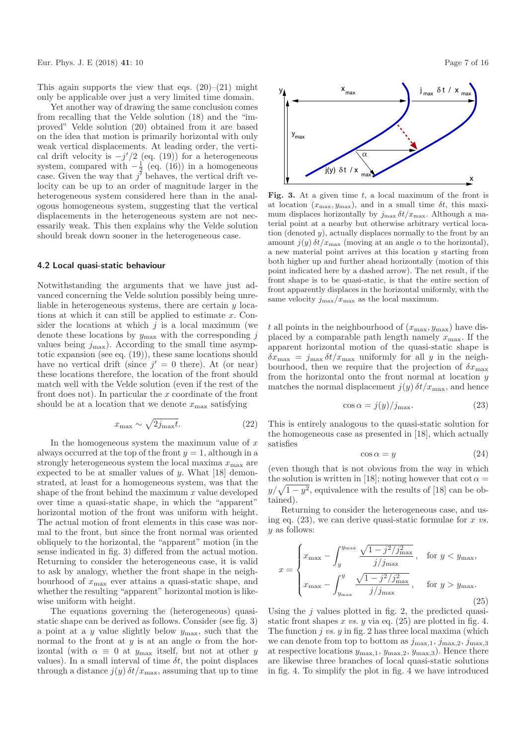This again supports the view that eqs. (20)–(21) might only be applicable over just a very limited time domain.

Yet another way of drawing the same conclusion comes from recalling that the Velde solution (18) and the "improved" Velde solution (20) obtained from it are based on the idea that motion is primarily horizontal with only weak vertical displacements. At leading order, the vertical drift velocity is $-j'/2$ (eq. (19)) for a heterogeneous system, compared with $-\frac{1}{2}$ (eq. (16)) in a homogeneous case. Given the way that $j'$ behaves, the vertical drift velocity can be up to an order of magnitude larger in the heterogeneous system considered here than in the analogous homogeneous system, suggesting that the vertical displacements in the heterogeneous system are not necessarily weak. This then explains why the Velde solution should break down sooner in the heterogeneous case.

### 4.2 Local quasi-static behaviour

Notwithstanding the arguments that we have just advanced concerning the Velde solution possibly being unreliable in heterogeneous systems, there are certain $y$ locations at which it can still be applied to estimate $x$. Consider the locations at which $j$ is a local maximum (we denote these locations by $y_{\max}$ with the corresponding $j$ values being $j_{\max}$). According to the small time asymptotic expansion (see eq. (19)), these same locations should have no vertical drift (since $j' = 0$ there). At (or near) these locations therefore, the location of the front should match well with the Velde solution (even if the rest of the front does not). In particular the $x$ coordinate of the front should be at a location that we denote $x_{\max}$ satisfying

$$x_{\max} \sim \sqrt{2 j_{\max} t}. \tag{22}$$

In the homogeneous system the maximum value of $x$ always occurred at the top of the front $y = 1$, although in a strongly heterogeneous system the local maxima $x_{\max}$ are expected to be at smaller values of $y$. What [18] demonstrated, at least for a homogeneous system, was that the shape of the front behind the maximum $x$ value developed over time a quasi-static shape, in which the "apparent" horizontal motion of the front was uniform with height. The actual motion of front elements in this case was normal to the front, but since the front normal was oriented obliquely to the horizontal, the "apparent" motion (in the sense indicated in fig. 3) differed from the actual motion. Returning to consider the heterogeneous case, it is valid to ask by analogy, whether the front shape in the neighbourhood of $x_{\max}$ ever attains a quasi-static shape, and whether the resulting "apparent" horizontal motion is likewise uniform with height.

The equations governing the (heterogeneous) quasi-static shape can be derived as follows. Consider (see fig. 3) a point at a $y$ value slightly below $y_{\max}$, such that the normal to the front at $y$ is at an angle $\alpha$ from the horizontal (with $\alpha \equiv 0$ at $y_{\max}$ itself, but not at other $y$ values). In a small interval of time $\delta t$, the point displaces through a distance $j(y)\,\delta t / x_{\max}$, assuming that up to time $t$ all points in the neighbourhood of $(x_{\max}, y_{\max})$ have displaced by a comparable path length namely $x_{\max}$. If the apparent horizontal motion of the quasi-static shape is $\delta x_{\max} = j_{\max}\,\delta t / x_{\max}$ uniformly for all $y$ in the neighbourhood, then we require that the projection of $\delta x_{\max}$ from the horizontal onto the front normal at location $y$ matches the normal displacement $j(y)\,\delta t / x_{\max}$, and hence

Fig. 3. At a given time $t$, a local maximum of the front is at location $(x_{\max}, y_{\max})$, and in a small time $\delta t$, this maximum displaces horizontally by $j_{\max}\,\delta t / x_{\max}$. Although a material point at a nearby but otherwise arbitrary vertical location (denoted $y$), actually displaces normally to the front by an amount $j(y)\,\delta t / x_{\max}$ (moving at an angle $\alpha$ to the horizontal), a new material point arrives at this location $y$ starting from both higher up and further ahead horizontally (motion of this point indicated here by a dashed arrow). The net result, if the front shape is to be quasi-static, is that the entire section of front apparently displaces in the horizontal uniformly, with the same velocity $j_{\max}/x_{\max}$ as the local maximum.

$$\cos\alpha = j(y)/j_{\max}. \tag{23}$$

This is entirely analogous to the quasi-static solution for the homogeneous case as presented in [18], which actually satisfies

$$\cos\alpha = y \tag{24}$$

(even though that is not obvious from the way in which the solution is written in [18]; noting however that $\cot\alpha = y/\sqrt{1 - y^2}$, equivalence with the results of [18] can be obtained).

Returning to consider the heterogeneous case, and using eq. (23), we can derive quasi-static formulae for $x$ *vs.* $y$ as follows:

$$x = \begin{cases} x_{\max} - \displaystyle\int_{y}^{y_{\max}} \frac{\sqrt{1 - j^2/j_{\max}^2}}{j/j_{\max}}, & \text{for } y < y_{\max}, \\[2ex] x_{\max} - \displaystyle\int_{y_{\max}}^{y} \frac{\sqrt{1 - j^2/j_{\max}^2}}{j/j_{\max}}, & \text{for } y > y_{\max}. \end{cases} \tag{25}$$

Using the $j$ values plotted in fig. 2, the predicted quasi-static front shapes $x$ *vs.* $y$ via eq. (25) are plotted in fig. 4. The function $j$ *vs.* $y$ in fig. 2 has three local maxima (which we can denote from top to bottom as $j_{\max,1}$, $j_{\max,2}$, $j_{\max,3}$ at respective locations $y_{\max,1}$, $y_{\max,2}$, $y_{\max,3}$). Hence there are likewise three branches of local quasi-static solutions in fig. 4. To simplify the plot in fig. 4 we have introduced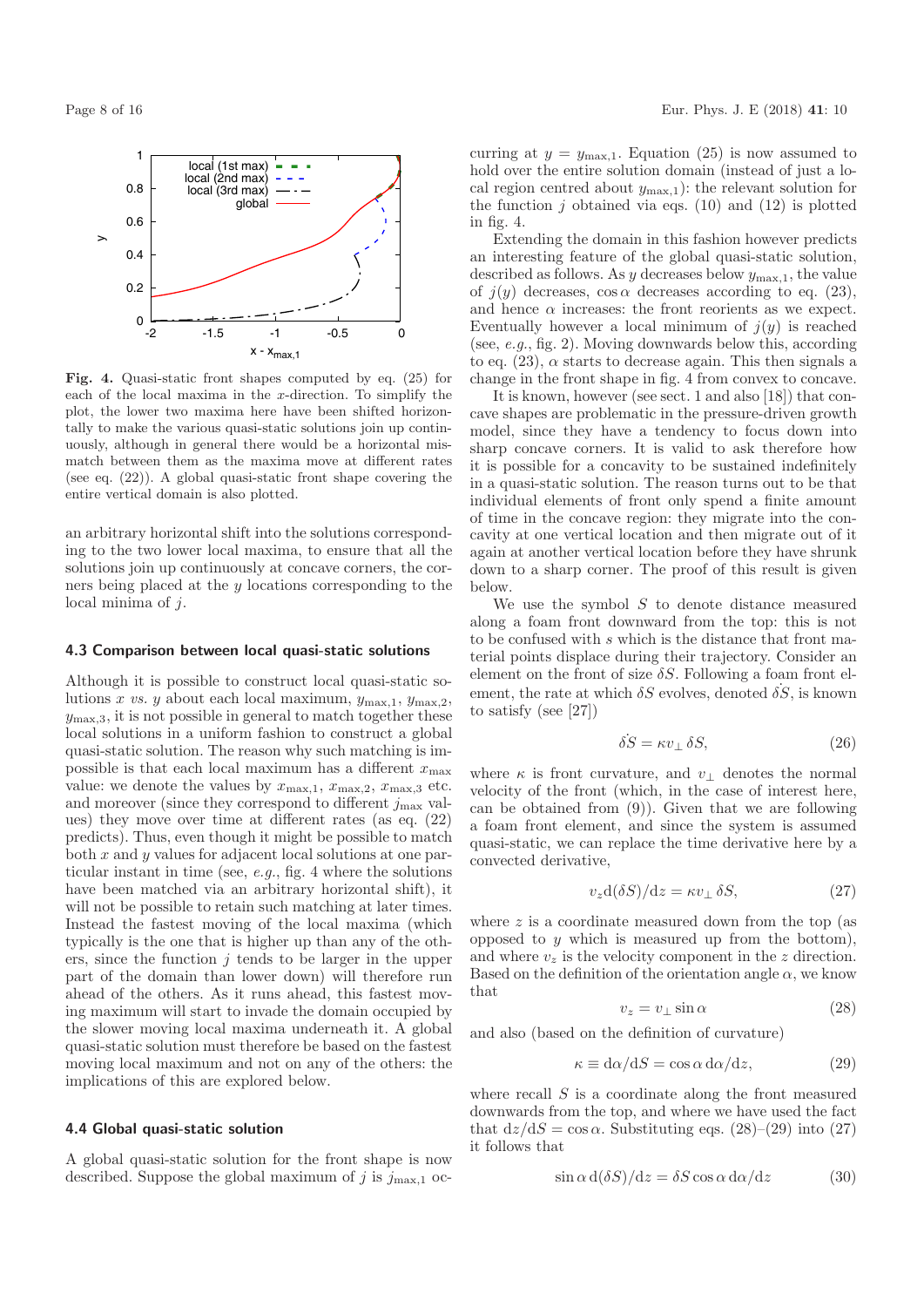**Fig. 4.** Quasi-static front shapes computed by eq. (25) for each of the local maxima in the $x$-direction. To simplify the plot, the lower two maxima here have been shifted horizontally to make the various quasi-static solutions join up continuously, although in general there would be a horizontal mismatch between them as the maxima move at different rates (see eq. (22)). A global quasi-static front shape covering the entire vertical domain is also plotted.

an arbitrary horizontal shift into the solutions corresponding to the two lower local maxima, to ensure that all the solutions join up continuously at concave corners, the corners being placed at the $y$ locations corresponding to the local minima of $j$.

### 4.3 Comparison between local quasi-static solutions

Although it is possible to construct local quasi-static solutions $x$ *vs.* $y$ about each local maximum, $y_{\max,1}$, $y_{\max,2}$, $y_{\max,3}$, it is not possible in general to match together these local solutions in a uniform fashion to construct a global quasi-static solution. The reason why such matching is impossible is that each local maximum has a different $x_{\max}$ value: we denote the these by $x_{\max,1}$, $x_{\max,2}$, $x_{\max,3}$ etc. and moreover (since they correspond to different $j_{\max}$ values) they move over time at different rates (as eq. (22) predicts). Thus, even though it might be possible to match both $x$ and $y$ values for adjacent local solutions at one particular instant in time (see, *e.g.*, fig. 4 where the solutions have been matched via an arbitrary horizontal shift), it will not be possible to retain such matching at later times. Instead the fastest moving of the local maxima (which typically is the one that is higher up than any of the others, since the function $j$ tends to be larger in the upper part of the domain than lower down) will therefore run ahead of the others. As it runs ahead, this fastest moving maximum will start to invade the domain occupied by the slower moving local maxima underneath it. A global quasi-static solution must therefore be based on the fastest moving local maximum and not on any of the others: the implications of this are explored below.

### 4.4 Global quasi-static solution

A global quasi-static solution for the front shape is now described. Suppose the global maximum of $j$ is $j_{\max,1}$ occurring at $y = y_{\max,1}$. Equation (25) is now assumed to hold over the entire solution domain (instead of just a local region centred about $y_{\max,1}$): the relevant solution for the function $j$ obtained via eqs. (10) and (12) is plotted in fig. 4.

Extending the domain in this fashion however predicts an interesting feature of the global quasi-static solution, described as follows. As $y$ decreases below $y_{\max,1}$, the value of $j(y)$ decreases, $\cos\alpha$ decreases according to eq. (23), and hence $\alpha$ increases: the front reorients as we expect. Eventually however a local minimum of $j(y)$ is reached (see, *e.g.*, fig. 2). Moving downwards below this, according to eq. (23), $\alpha$ starts to decrease again. This then signals a change in the front shape in fig. 4 from convex to concave.

It is known, however (see sect. 1 and also [18]) that concave shapes are problematic in the pressure-driven growth model, since they have a tendency to focus down into sharp concave corners. It is valid to ask therefore how it is possible for a concavity to be sustained indefinitely in a quasi-static solution. The reason turns out to be that individual elements of front only spend a finite amount of time in the concave region: they migrate into the concavity at one vertical location and then migrate out of it again at another vertical location before they have shrunk down to a sharp corner. The proof of this result is given below.

We use the symbol $S$ to denote distance measured along a foam front downward from the top: this is not to be confused with $s$ which is the distance that front material points displace during their trajectory. Consider an element on the front of size $\delta S$. Following a foam front element, the rate at which $\delta S$ evolves, denoted $\dot{\delta S}$, is known to satisfy (see [27])

$$\dot{\delta S} = \kappa v_\perp \, \delta S, \tag{26}$$

where $\kappa$ is front curvature, and $v_\perp$ denotes the normal velocity of the front (which, in the case of interest here, can be obtained from (9)). Given that we are following a foam front element, and since the system is assumed quasi-static, we can replace the time derivative here by a convected derivative,

$$v_z \mathrm{d}(\delta S)/\mathrm{d}z = \kappa v_\perp \, \delta S, \tag{27}$$

where $z$ is a coordinate measured down from the top (as opposed to $y$ which is measured up from the bottom), and where $v_z$ is the velocity component in the $z$ direction. Based on the definition of the orientation angle $\alpha$, we know that

$$v_z = v_\perp \sin\alpha \tag{28}$$

and also (based on the definition of curvature)

$$\kappa \equiv \mathrm{d}\alpha/\mathrm{d}S = \cos\alpha \, \mathrm{d}\alpha/\mathrm{d}z, \tag{29}$$

where recall $S$ is a coordinate along the front measured downwards from the top, and where we have used the fact that $\mathrm{d}z/\mathrm{d}S = \cos\alpha$. Substituting eqs. (28)–(29) into (27) it follows that

$$\sin\alpha \, \mathrm{d}(\delta S)/\mathrm{d}z = \delta S \cos\alpha \, \mathrm{d}\alpha/\mathrm{d}z \tag{30}$$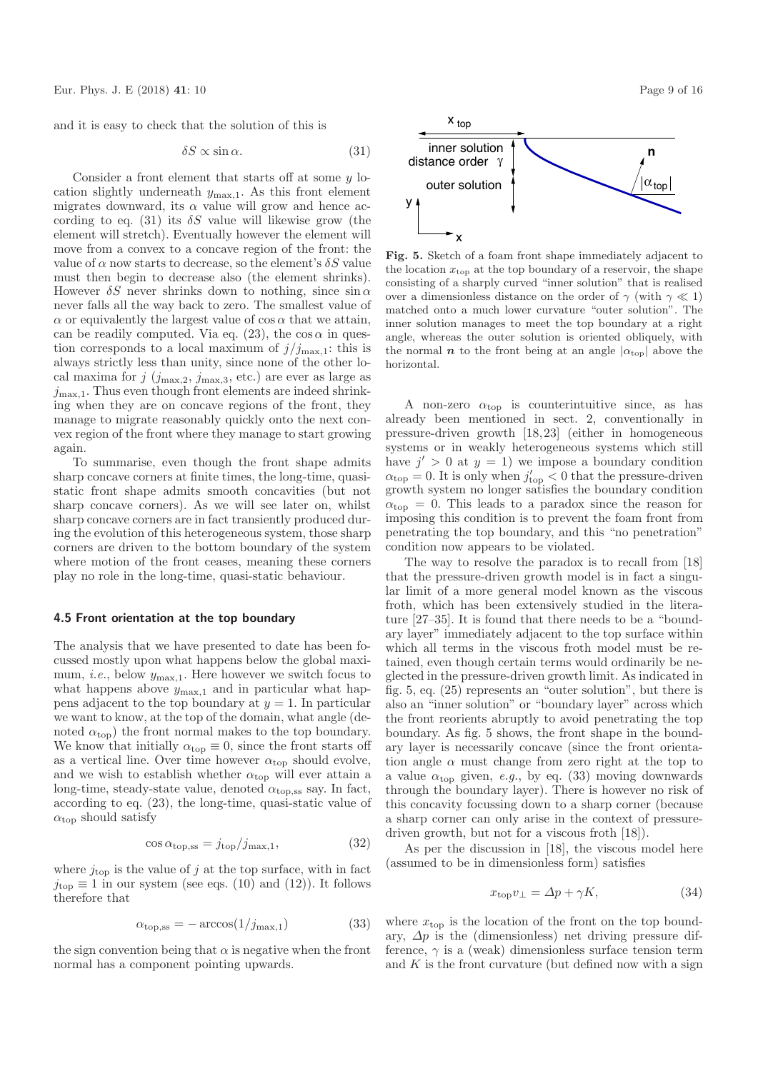and it is easy to check that the solution of this is

$$\delta S \propto \sin\alpha. \tag{31}$$

Consider a front element that starts off at some $y$ location slightly underneath $y_{\max,1}$. As this front element migrates downward, its $\alpha$ value will grow and hence according to eq. (31) its $\delta S$ value will likewise grow (the element will stretch). Eventually however the element will move from a convex to a concave region of the front: the value of $\alpha$ now starts to decrease, so the element's $\delta S$ value must then begin to decrease also (the element shrinks). However $\delta S$ never shrinks down to nothing, since $\sin\alpha$ never falls all the way back to zero. The smallest value of $\alpha$ or equivalently the largest value of $\cos\alpha$ that we attain, can be readily computed. Via eq. (23), the $\cos\alpha$ in question corresponds to a local maximum of $j/j_{\max,1}$: this is always strictly less than unity, since none of the other local maxima for $j$ ($j_{\max,2}$, $j_{\max,3}$, etc.) are ever as large as $j_{\max,1}$. Thus even though front elements are indeed shrinking when they are on concave regions of the front, they manage to migrate reasonably quickly onto the next convex region of the front where they manage to start growing again.

To summarise, even though the front shape admits sharp concave corners at finite times, the long-time, quasi-static front shape admits smooth concavities (but not sharp concave corners). As we will see later on, whilst sharp concave corners are in fact transiently produced during the evolution of this heterogeneous system, those sharp corners are driven to the bottom boundary of the system where motion of the front ceases, meaning these corners play no role in the long-time, quasi-static behaviour.

### 4.5 Front orientation at the top boundary

The analysis that we have presented to date has been focussed mostly upon what happens below the global maximum, *i.e.*, below $y_{\max,1}$. Here however we switch focus to what happens above $y_{\max,1}$ and in particular what happens adjacent to the top boundary at $y = 1$. In particular we want to know, at the top of the domain, what angle (denoted $\alpha_{\rm top}$) the front normal makes to the top boundary. We know that initially $\alpha_{\rm top} \equiv 0$, since the front starts off as a vertical line. Over time however $\alpha_{\rm top}$ should evolve, and we wish to establish whether $\alpha_{\rm top}$ will ever attain a long-time, steady-state value, denoted $\alpha_{\rm top,ss}$ say. In fact, according to eq. (23), the long-time, quasi-static value of $\alpha_{\rm top}$ should satisfy

$$\cos\alpha_{\rm top,ss} = j_{\rm top}/j_{\max,1}, \tag{32}$$

where $j_{\rm top}$ is the value of $j$ at the top surface, with in fact $j_{\rm top} \equiv 1$ in our system (see eqs. (10) and (12)). It follows therefore that

$$\alpha_{\rm top,ss} = -\arccos(1/j_{\max,1}) \tag{33}$$

the sign convention being that $\alpha$ is negative when the front normal has a component pointing upwards.

**Fig. 5.** Sketch of a foam front shape immediately adjacent to the location $x_{\rm top}$ at the top boundary of a reservoir, the shape consisting of a sharply curved "inner solution" that is realised over a dimensionless distance on the order of $\gamma$ (with $\gamma \ll 1$) matched onto a much lower curvature "outer solution". The inner solution manages to meet the top boundary at a right angle, whereas the outer solution is oriented obliquely, with the normal $\boldsymbol{n}$ to the front being at an angle $|\alpha_{\rm top}|$ above the horizontal.

A non-zero $\alpha_{\rm top}$ is counterintuitive since, as has already been mentioned in sect. 2, conventionally in pressure-driven growth [18,23] (either in homogeneous systems or in weakly heterogeneous systems which still have $j' > 0$ at $y = 1$) we impose a boundary condition $\alpha_{\rm top} = 0$. It is only when $j'_{\rm top} < 0$ that the pressure-driven growth system no longer satisfies the boundary condition $\alpha_{\rm top} = 0$. This leads to a paradox since the reason for imposing this condition is to prevent the foam front from penetrating the top boundary, and this "no penetration" condition now appears to be violated.

The way to resolve the paradox is to recall from [18] that the pressure-driven growth model is in fact a singular limit of a more general model known as the viscous froth, which has been extensively studied in the literature [27–35]. It is found that there needs to be a "boundary layer" immediately adjacent to the top surface within which all terms in the viscous froth model must be retained, even though certain terms would ordinarily be neglected in the pressure-driven growth limit. As indicated in fig. 5, eq. (25) represents an "outer solution", but there is also an "inner solution" or "boundary layer" across which the front reorients abruptly to avoid penetrating the top boundary. As fig. 5 shows, the front shape in the boundary layer is necessarily concave (since the front orientation angle $\alpha$ must change from zero right at the top to a value $\alpha_{\rm top}$ given, *e.g.*, by eq. (33) moving downwards through the boundary layer). There is however no risk of this concavity focussing down to a sharp corner (because a sharp corner can only arise in the context of pressure-driven growth, but not for a viscous froth [18]).

As per the discussion in [18], the viscous model here (assumed to be in dimensionless form) satisfies

$$x_{\rm top} v_\perp = \Delta p + \gamma K, \tag{34}$$

where $x_{\rm top}$ is the location of the front on the top boundary, $\Delta p$ is the (dimensionless) net driving pressure difference, $\gamma$ is a (weak) dimensionless surface tension term and $K$ is the front curvature (but defined now with a sign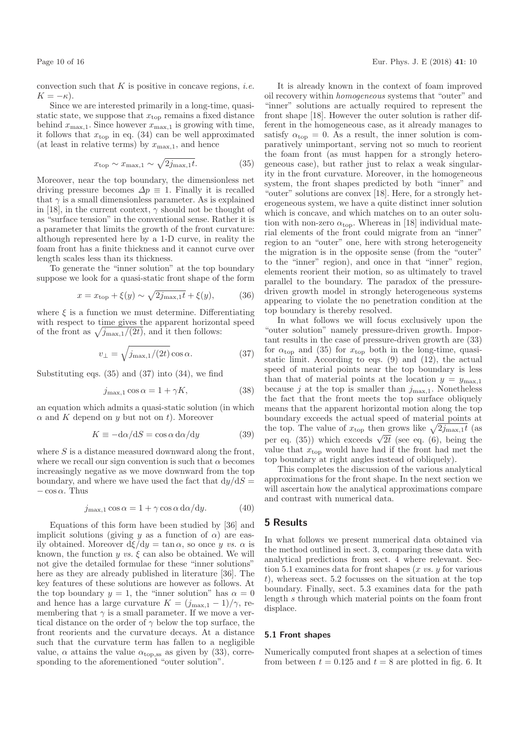convection such that $K$ is positive in concave regions, *i.e.* $K = -\kappa$).

Since we are interested primarily in a long-time, quasi-static state, we suppose that $x_{\rm top}$ remains a fixed distance behind $x_{\rm max,1}$. Since however $x_{\rm max,1}$ is growing with time, it follows that $x_{\rm top}$ in eq. (34) can be well approximated (at least in relative terms) by $x_{\rm max,1}$, and hence

$$x_{\rm top} \sim x_{\rm max,1} \sim \sqrt{2 j_{\rm max,1} t}. \tag{35}$$

Moreover, near the top boundary, the dimensionless net driving pressure becomes $\Delta p \equiv 1$. Finally it is recalled that $\gamma$ is a small dimensionless parameter. As is explained in [18], in the current context, $\gamma$ should not be thought of as "surface tension" in the conventional sense. Rather it is a parameter that limits the growth of the front curvature: although represented here by a 1-D curve, in reality the foam front has a finite thickness and it cannot curve over length scales less than its thickness.

To generate the "inner solution" at the top boundary suppose we look for a quasi-static front shape of the form

$$x = x_{\rm top} + \xi(y) \sim \sqrt{2 j_{\rm max,1} t} + \xi(y), \tag{36}$$

where $\xi$ is a function we must determine. Differentiating with respect to time gives the apparent horizontal speed of the front as $\sqrt{j_{\rm max,1}/(2t)}$, and it then follows:

$$v_\perp = \sqrt{j_{\rm max,1}/(2t)} \cos\alpha. \tag{37}$$

Substituting eqs. (35) and (37) into (34), we find

$$j_{\rm max,1} \cos\alpha = 1 + \gamma K, \tag{38}$$

an equation which admits a quasi-static solution (in which $\alpha$ and $K$ depend on $y$ but not on $t$). Moreover

$$K \equiv -{\rm d}\alpha/{\rm d}S = \cos\alpha \, {\rm d}\alpha/{\rm d}y \tag{39}$$

where $S$ is a distance measured downward along the front, where we recall our sign convention is such that $\alpha$ becomes increasingly negative as we move downward from the top boundary, and where we have used the fact that ${\rm d}y/{\rm d}S = -\cos\alpha$. Thus

$$j_{\rm max,1} \cos\alpha = 1 + \gamma \cos\alpha \, {\rm d}\alpha/{\rm d}y. \tag{40}$$

Equations of this form have been studied by [36] and implicit solutions (giving $y$ as a function of $\alpha$) are easily obtained. Moreover ${\rm d}\xi/{\rm d}y = \tan\alpha$, so once $y$ *vs.* $\alpha$ is known, the function $y$ *vs.* $\xi$ can also be obtained. We will not give the detailed formulae for these "inner solutions" here as they are already published in literature [36]. The key features of these solutions are however as follows. At the top boundary $y = 1$, the "inner solution" has $\alpha = 0$ and hence has a large curvature $K = (j_{\rm max,1} - 1)/\gamma$, remembering that $\gamma$ is a small parameter. If we move a vertical distance on the order of $\gamma$ below the top surface, the front reorients and the curvature decays. At a distance such that the curvature term has fallen to a negligible value, $\alpha$ attains the value $\alpha_{\rm top,ss}$ as given by (33), corresponding to the aforementioned "outer solution".

It is already known in the context of foam improved oil recovery within *homogeneous* systems that "outer" and "inner" solutions are actually required to represent the front shape [18]. However the outer solution is rather different in the homogeneous case, as it already manages to satisfy $\alpha_{\rm top} = 0$. As a result, the inner solution is comparatively unimportant, serving not so much to reorient the foam front (as must happen for a strongly heterogeneous case), but rather just to relax a weak singularity in the front curvature. Moreover, in the homogeneous system, the front shapes predicted by both "inner" and "outer" solutions are convex [18]. Here, for a strongly heterogeneous system, we have a quite distinct inner solution which is concave, and which matches on to an outer solution with non-zero $\alpha_{\rm top}$. Whereas in [18] individual material elements of the front could migrate from an "inner" region to an "outer" one, here with strong heterogeneity the migration is in the opposite sense (from the "outer" to the "inner" region), and once in that "inner" region, elements reorient their motion, so as ultimately to travel parallel to the boundary. The paradox of the pressure-driven growth model in strongly heterogeneous systems appearing to violate the no penetration condition at the top boundary is thereby resolved.

In what follows we will focus exclusively upon the "outer solution" namely pressure-driven growth. Important results in the case of pressure-driven growth are (33) for $\alpha_{\rm top}$ and (35) for $x_{\rm top}$ both in the long-time, quasi-static limit. According to eqs. (9) and (12), the actual speed of material points near the top boundary is less than that of material points at the location $y = y_{\rm max,1}$ because $j$ at the top is smaller than $j_{\rm max,1}$. Nonetheless the fact that the front meets the top surface obliquely means that the apparent horizontal motion along the top boundary exceeds the actual speed of material points at the top. The value of $x_{\rm top}$ then grows like $\sqrt{2 j_{\rm max,1} t}$ (as per eq. (35)) which exceeds $\sqrt{2t}$ (see eq. (6), being the value that $x_{\rm top}$ would have had if the front had met the top boundary at right angles instead of obliquely).

This completes the discussion of the various analytical approximations for the front shape. In the next section we will ascertain how the analytical approximations compare and contrast with numerical data.

## 5 Results

In what follows we present numerical data obtained via the method outlined in sect. 3, comparing these data with analytical predictions from sect. 4 where relevant. Section 5.1 examines data for front shapes ($x$ *vs.* $y$ for various $t$), whereas sect. 5.2 focusses on the situation at the top boundary. Finally, sect. 5.3 examines data for the path length $s$ through which material points on the foam front displace.

### 5.1 Front shapes

Numerically computed front shapes at a selection of times from between $t = 0.125$ and $t = 8$ are plotted in fig. 6. It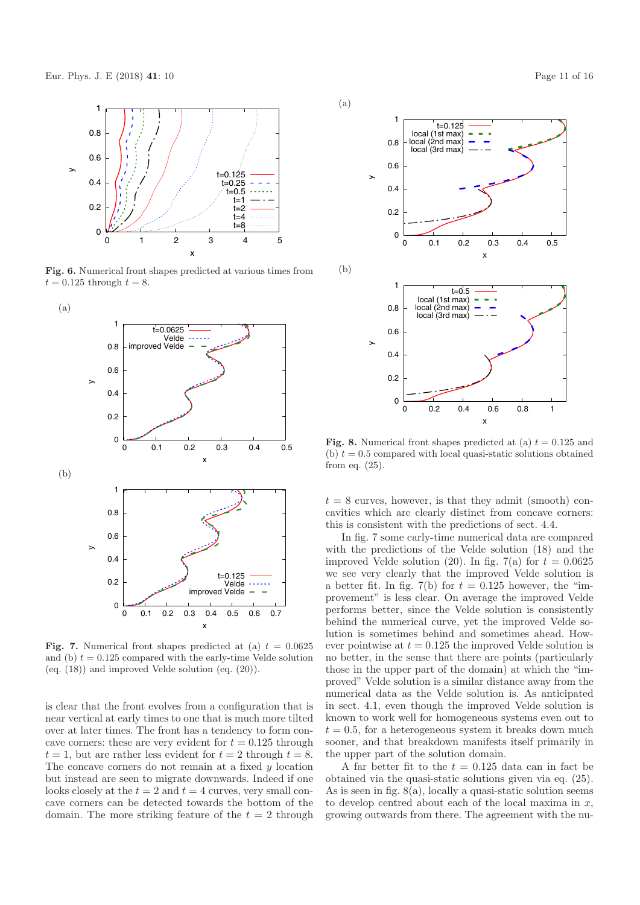**Fig. 6.** Numerical front shapes predicted at various times from $t = 0.125$ through $t = 8$.

**Fig. 7.** Numerical front shapes predicted at (a) $t = 0.0625$ and (b) $t = 0.125$ compared with the early-time Velde solution (eq. (18)) and improved Velde solution (eq. (20)).

is clear that the front evolves from a configuration that is near vertical at early times to one that is much more tilted over at later times. The front has a tendency to form concave corners: these are very evident for $t = 0.125$ through $t = 1$, but are rather less evident for $t = 2$ through $t = 8$. The concave corners do not remain at a fixed $y$ location but instead are seen to migrate downwards. Indeed if one looks closely at the $t = 2$ and $t = 4$ curves, very small concave corners can be detected towards the bottom of the domain. The more striking feature of the $t = 2$ through $t = 8$ curves, however, is that they admit (smooth) concavities which are clearly distinct from concave corners: this is consistent with the predictions of sect. 4.4.

In fig. 7 some early-time numerical data are compared with the predictions of the Velde solution (18) and the improved Velde solution (20). In fig. 7(a) for $t = 0.0625$ we see very clearly that the improved Velde solution is a better fit. In fig. 7(b) for $t = 0.125$ however, the "improvement" is less clear. On average the improved Velde performs better, since the Velde solution is consistently behind the numerical curve, yet the improved Velde solution is sometimes behind and sometimes ahead. However pointwise at $t = 0.125$ the improved Velde solution is no better, in the sense that there are points (particularly those in the upper part of the domain) at which the "improved" Velde solution is a similar distance away from the numerical data as the Velde solution is. As anticipated in sect. 4.1, even though the improved Velde solution is known to work well for homogeneous systems even out to $t = 0.5$, for a heterogeneous system it breaks down much sooner, and that breakdown manifests itself primarily in the upper part of the solution domain.

A far better fit to the $t = 0.125$ data can in fact be obtained via the quasi-static solutions given via eq. (25). As is seen in fig. 8(a), locally a quasi-static solution seems to develop centred about each of the local maxima in $x$, growing outwards from there. The agreement with the nu-

**Fig. 8.** Numerical front shapes predicted at (a) $t = 0.125$ and (b) $t = 0.5$ compared with local quasi-static solutions obtained from eq. (25).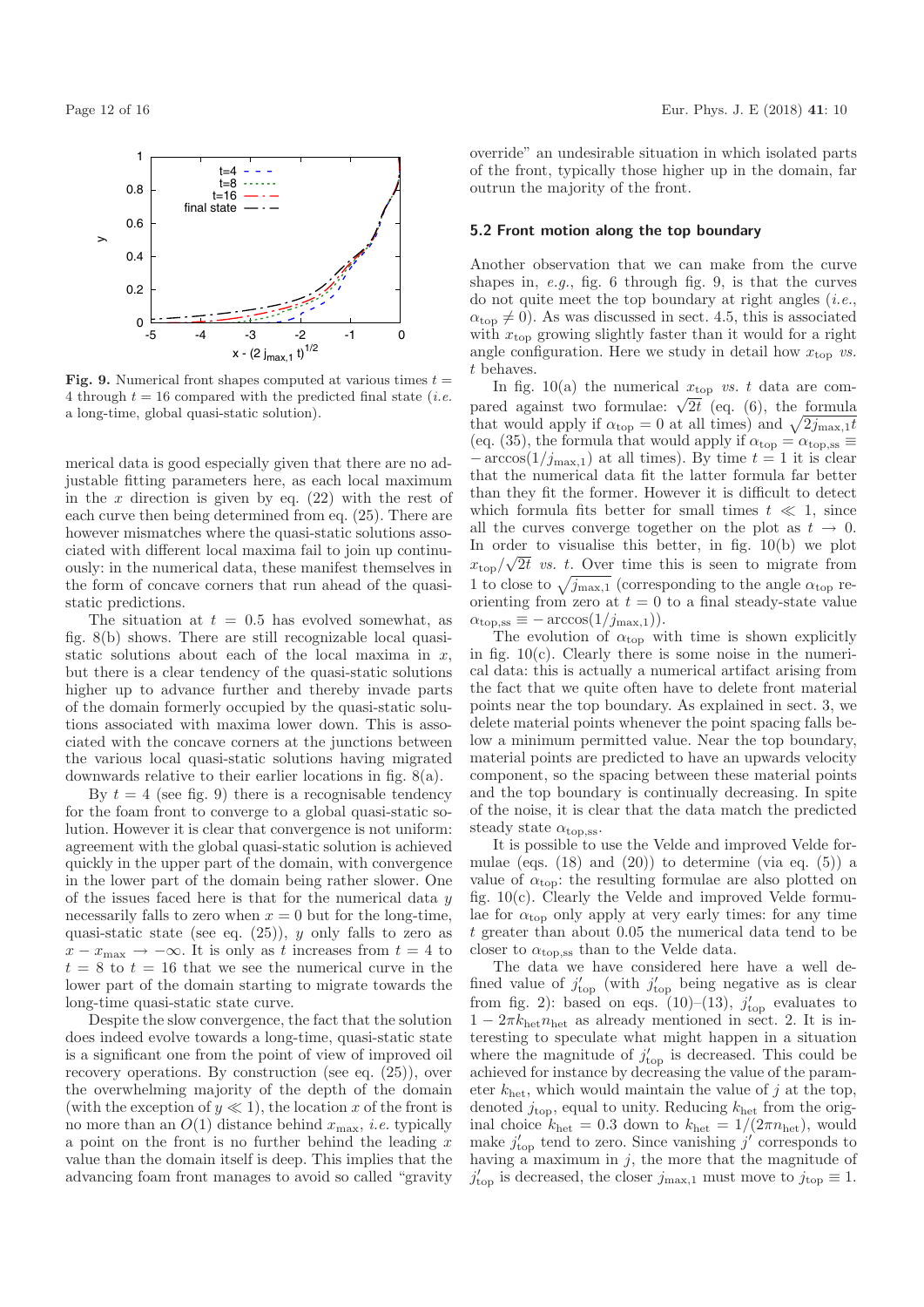**Fig. 9.** Numerical front shapes computed at various times $t = 4$ through $t = 16$ compared with the predicted final state (*i.e.* a long-time, global quasi-static solution).

merical data is good especially given that there are no adjustable fitting parameters here, as each local maximum in the $x$ direction is given by eq. (22) with the rest of each curve then being determined from eq. (25). There are however mismatches where the quasi-static solutions associated with different local maxima fail to join up continuously: in the numerical data, these manifest themselves in the form of concave corners that run ahead of the quasi-static predictions.

The situation at $t = 0.5$ has evolved somewhat, as fig. 8(b) shows. There are still recognizable local quasi-static solutions about each of the local maxima in $x$, but there is a clear tendency of the quasi-static solutions higher up to advance further and thereby invade parts of the domain formerly occupied by the quasi-static solutions associated with maxima lower down. This is associated with the concave corners at the junctions between the various local quasi-static solutions having migrated downwards relative to their earlier locations in fig. 8(a).

By $t = 4$ (see fig. 9) there is a recognisable tendency for the foam front to converge to a global quasi-static solution. However it is clear that convergence is not uniform: agreement with the global quasi-static solution is achieved quickly in the upper part of the domain, with convergence in the lower part of the domain being rather slower. One of the issues faced here is that for the numerical data $y$ necessarily falls to zero when $x = 0$ but for the long-time, quasi-static state (see eq. (25)), $y$ only falls to zero as $x - x_{\max} \to -\infty$. It is only as $t$ increases from $t = 4$ to $t = 8$ to $t = 16$ that we see the numerical curve in the lower part of the domain starting to migrate towards the long-time quasi-static state curve.

Despite the slow convergence, the fact that the solution does indeed evolve towards a long-time, quasi-static state is a significant one from the point of view of improved oil recovery operations. By construction (see eq. (25)), over the overwhelming majority of the depth of the domain (with the exception of $y \ll 1$), the location $x$ of the front is no more than an $O(1)$ distance behind $x_{\max}$, *i.e.* typically a point on the front is no further behind the leading $x$ value than the domain itself is deep. This implies that the advancing foam front manages to avoid so called "gravity override" an undesirable situation in which isolated parts of the front, typically those higher up in the domain, far outrun the majority of the front.

### 5.2 Front motion along the top boundary

Another observation that we can make from the curve shapes in, *e.g.*, fig. 6 through fig. 9, is that the curves do not quite meet the top boundary at right angles (*i.e.*, $\alpha_{\text{top}} \neq 0$). As was discussed in sect. 4.5, this is associated with $x_{\text{top}}$ growing slightly faster than it would for a right angle configuration. Here we study in detail how $x_{\text{top}}$ *vs.* $t$ behaves.

In fig. 10(a) the numerical $x_{\text{top}}$ *vs.* $t$ data are compared against two formulae: $\sqrt{2t}$ (eq. (6), the formula that would apply if $\alpha_{\text{top}} = 0$ at all times) and $\sqrt{2 j_{\max,1} t}$ (eq. (35), the formula that would apply if $\alpha_{\text{top}} = \alpha_{\text{top,ss}} \equiv -\arccos(1/j_{\max,1})$ at all times). By time $t = 1$ it is clear that the numerical data fit the latter formula far better than they fit the former. However it is difficult to detect which formula fits better for small times $t \ll 1$, since all the curves converge together on the plot as $t \to 0$. In order to visualise this better, in fig. 10(b) we plot $x_{\text{top}}/\sqrt{2t}$ *vs.* $t$. Over time this is seen to migrate from 1 to close to $\sqrt{j_{\max,1}}$ (corresponding to the angle $\alpha_{\text{top}}$ reorienting from zero at $t = 0$ to a final steady-state value $\alpha_{\text{top,ss}} \equiv -\arccos(1/j_{\max,1})$).

The evolution of $\alpha_{\text{top}}$ with time is shown explicitly in fig. 10(c). Clearly there is some noise in the numerical data: this is actually a numerical artifact arising from the fact that we quite often have to delete front material points near the top boundary. As explained in sect. 3, we delete material points whenever the point spacing falls below a minimum permitted value. Near the top boundary, material points are predicted to have an upwards velocity component, so the spacing between these material points and the top boundary is continually decreasing. In spite of the noise, it is clear that the data match the predicted steady state $\alpha_{\text{top,ss}}$.

It is possible to use the Velde and improved Velde formulae (eqs. (18) and (20)) to determine (via eq. (5)) a value of $\alpha_{\text{top}}$: the resulting formulae are also plotted on fig. 10(c). Clearly the Velde and improved Velde formulae for $\alpha_{\text{top}}$ only apply at very early times: for any time $t$ greater than about 0.05 the numerical data tend to be closer to $\alpha_{\text{top,ss}}$ than to the Velde data.

The data we have considered here have a well defined value of $j'_{\text{top}}$ (with $j'_{\text{top}}$ being negative as is clear from fig. 2): based on eqs. (10)–(13), $j'_{\text{top}}$ evaluates to $1 - 2\pi k_{\text{het}} n_{\text{het}}$ as already mentioned in sect. 2. It is interesting to speculate what might happen in a situation where the magnitude of $j'_{\text{top}}$ is decreased. This could be achieved for instance by decreasing the value of the parameter $k_{\text{het}}$, which would maintain the value of $j$ at the top, denoted $j_{\text{top}}$, equal to unity. Reducing $k_{\text{het}}$ from the original choice $k_{\text{het}} = 0.3$ down to $k_{\text{het}} = 1/(2\pi n_{\text{het}})$, would make $j'_{\text{top}}$ tend to zero. Since vanishing $j'$ corresponds to having a maximum in $j$, the more that the magnitude of $j'_{\text{top}}$ is decreased, the closer $j_{\max,1}$ must move to $j_{\text{top}} \equiv 1$.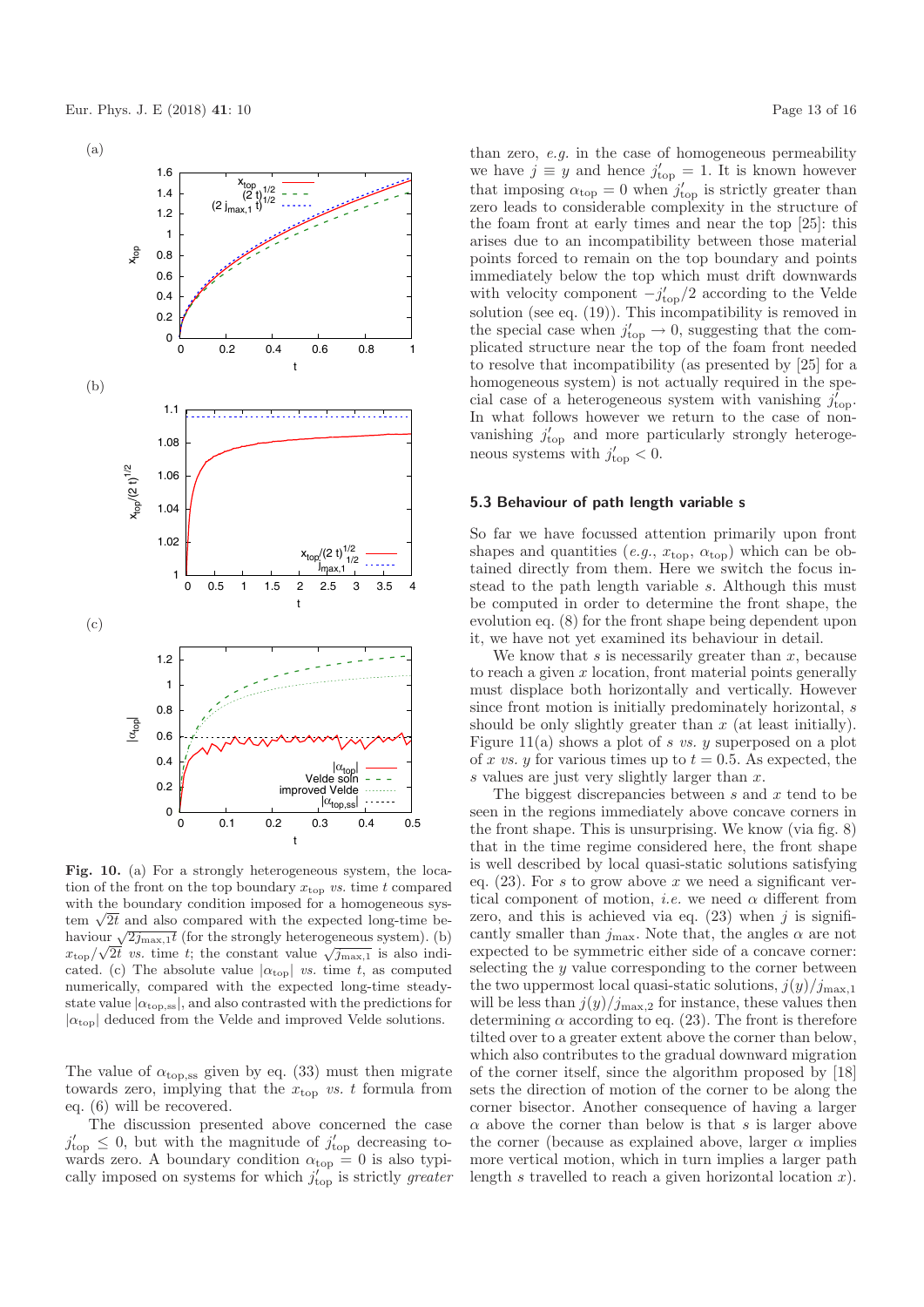**Fig. 10.** (a) For a strongly heterogeneous system, the location of the front on the top boundary $x_{\rm top}$ *vs.* time $t$ compared with the boundary condition imposed for a homogeneous system $\sqrt{2t}$ and also compared with the expected long-time behaviour $\sqrt{2 j_{\max,1} t}$ (for the strongly heterogeneous system). (b) $x_{\rm top}/\sqrt{2t}$ *vs.* time $t$; the constant value $\sqrt{j_{\max,1}}$ is also indicated. (c) The absolute value $|\alpha_{\rm top}|$ *vs.* time $t$, as computed numerically, compared with the expected long-time steady-state value $|\alpha_{\rm top,ss}|$, and also contrasted with the predictions for $|\alpha_{\rm top}|$ deduced from the Velde and improved Velde solutions.

The value of $\alpha_{\rm top,ss}$ given by eq. (33) must then migrate towards zero, implying that the $x_{\rm top}$ *vs.* $t$ formula from eq. (6) will be recovered.

The discussion presented above concerned the case $j'_{\rm top} \le 0$, but with the magnitude of $j'_{\rm top}$ decreasing towards zero. A boundary condition $\alpha_{\rm top} = 0$ is also typically imposed on systems for which $j'_{\rm top}$ is strictly *greater* than zero, *e.g.* in the case of homogeneous permeability we have $j \equiv y$ and hence $j'_{\rm top} = 1$. It is known however that imposing $\alpha_{\rm top} = 0$ when $j'_{\rm top}$ is strictly greater than zero leads to considerable complexity in the structure of the foam front at early times and near the top [25]: this arises due to an incompatibility between those material points forced to remain on the top boundary and points immediately below the top which must drift downwards with velocity component $-j'_{\rm top}/2$ according to the Velde solution (see eq. (19)). This incompatibility is removed in the special case when $j'_{\rm top} \to 0$, suggesting that the complicated structure near the top of the foam front needed to resolve that incompatibility (as presented by [25] for a homogeneous system) is not actually required in the special case of a heterogeneous system with vanishing $j'_{\rm top}$. In what follows however we return to the case of non-vanishing $j'_{\rm top}$ and more particularly strongly heterogeneous systems with $j'_{\rm top} < 0$.

### 5.3 Behaviour of path length variable s

So far we have focussed attention primarily upon front shapes and quantities (*e.g.*, $x_{\rm top}$, $\alpha_{\rm top}$) which can be obtained directly from them. Here we switch the focus instead to the path length variable $s$. Although this must be computed in order to determine the front shape, the evolution eq. (8) for the front shape being dependent upon it, we have not yet examined its behaviour in detail.

We know that $s$ is necessarily greater than $x$, because to reach a given $x$ location, front material points generally must displace both horizontally and vertically. However since front motion is initially predominately horizontal, $s$ should be only slightly greater than $x$ (at least initially). Figure 11(a) shows a plot of $s$ *vs.* $y$ superposed on a plot of $x$ *vs.* $y$ for various times up to $t = 0.5$. As expected, the $s$ values are just very slightly larger than $x$.

The biggest discrepancies between $s$ and $x$ tend to be seen in the regions immediately above concave corners in the front shape. This is unsurprising. We know (via fig. 8) that in the time regime considered here, the front shape is well described by local quasi-static solutions satisfying eq. (23). For $s$ to grow above $x$ we need a significant vertical component of motion, *i.e.* we need $\alpha$ different from zero, and this is achieved via eq. (23) when $j$ is significantly smaller than $j_{\max}$. Note that, the angles $\alpha$ are not expected to be symmetric either side of a concave corner: selecting the $y$ value corresponding to the corner between the two uppermost local quasi-static solutions, $j(y)/j_{\max,1}$ will be less than $j(y)/j_{\max,2}$ for instance, these values then determining $\alpha$ according to eq. (23). The front is therefore tilted over to a greater extent above the corner than below, which also contributes to the gradual downward migration of the corner itself, since the algorithm proposed by [18] sets the direction of motion of the corner to be along the corner bisector. Another consequence of having a larger $\alpha$ above the corner than below is that $s$ is larger above the corner (because as explained above, larger $\alpha$ implies more vertical motion, which in turn implies a larger path length $s$ travelled to reach a given horizontal location $x$).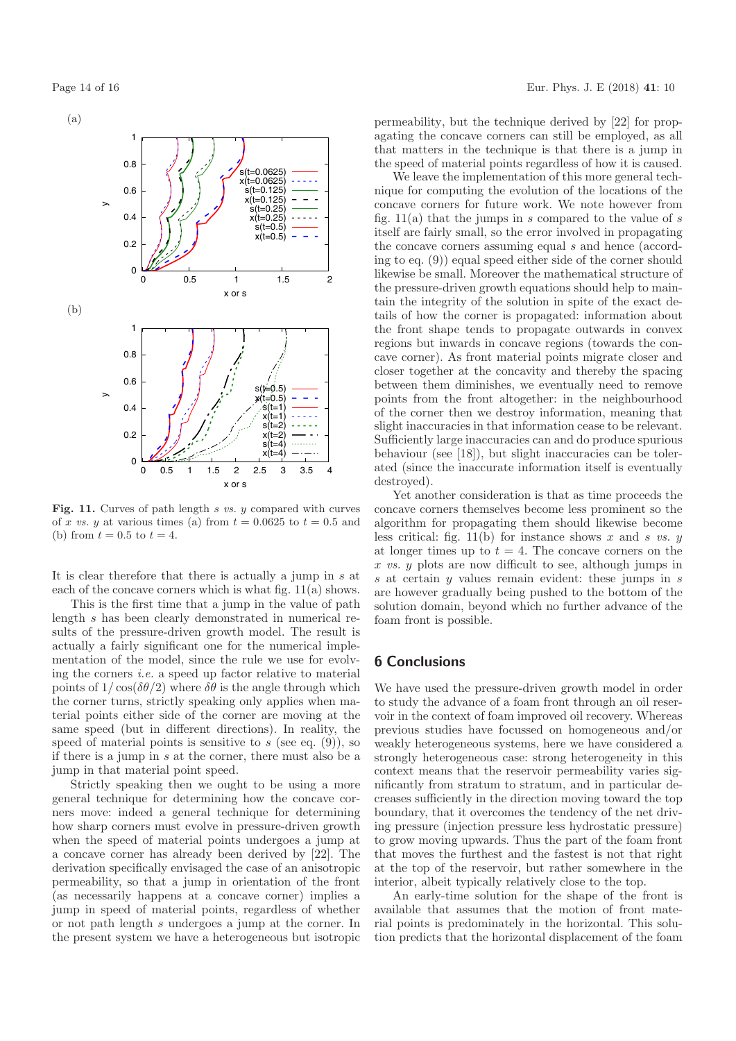**Fig. 11.** Curves of path length $s$ *vs.* $y$ compared with curves of $x$ *vs.* $y$ at various times (a) from $t = 0.0625$ to $t = 0.5$ and (b) from $t = 0.5$ to $t = 4$.

It is clear therefore that there is actually a jump in $s$ at each of the concave corners which is what fig. 11(a) shows.

This is the first time that a jump in the value of path length $s$ has been clearly demonstrated in numerical results of the pressure-driven growth model. The result is actually a fairly significant one for the numerical implementation of the model, since the rule we use for evolving the corners *i.e.* a speed up factor relative to material points of $1/\cos(\delta\theta/2)$ where $\delta\theta$ is the angle through which the corner turns, strictly speaking only applies when material points either side of the corner are moving at the same speed (but in different directions). In reality, the speed of material points is sensitive to $s$ (see eq. (9)), so if there is a jump in $s$ at the corner, there must also be a jump in that material point speed.

Strictly speaking then we ought to be using a more general technique for determining how the concave corners move: indeed a general technique for determining how sharp corners must evolve in pressure-driven growth when the speed of material points undergoes a jump at a concave corner has already been derived by [22]. The derivation specifically envisaged the case of an anisotropic permeability, so that a jump in orientation of the front (as necessarily happens at a concave corner) implies a jump in speed of material points, regardless of whether or not path length $s$ undergoes a jump at the corner. In the present system we have a heterogeneous but isotropic permeability, but the technique derived by [22] for propagating the concave corners can still be employed, as all that matters in the technique is that there is a jump in the speed of material points regardless of how it is caused.

We leave the implementation of this more general technique for computing the evolution of the locations of the concave corners for future work. We note however from fig. 11(a) that the jumps in $s$ compared to the value of $s$ itself are fairly small, so the error involved in propagating the concave corners assuming equal $s$ and hence (according to eq. (9)) equal speed either side of the corner should likewise be small. Moreover the mathematical structure of the pressure-driven growth equations should help to maintain the integrity of the solution in spite of the exact details of how the corner is propagated: information about the front shape tends to propagate outwards in convex regions but inwards in concave regions (towards the concave corner). As front material points migrate closer and closer together at the concavity and thereby the spacing between them diminishes, we eventually need to remove points from the front altogether: in the neighbourhood of the corner then we destroy information, meaning that slight inaccuracies in that information cease to be relevant. Sufficiently large inaccuracies can and do produce spurious behaviour (see [18]), but slight inaccuracies can be tolerated (since the inaccurate information itself is eventually destroyed).

Yet another consideration is that as time proceeds the concave corners themselves become less prominent so the algorithm for propagating them should likewise become less critical: fig. 11(b) for instance shows $x$ and $s$ *vs.* $y$ at longer times up to $t = 4$. The concave corners on the $x$ *vs.* $y$ plots are now difficult to see, although jumps in $s$ at certain $y$ values remain evident: these jumps in $s$ are however gradually being pushed to the bottom of the solution domain, beyond which no further advance of the foam front is possible.

## 6 Conclusions

We have used the pressure-driven growth model in order to study the advance of a foam front through an oil reservoir in the context of foam improved oil recovery. Whereas previous studies have focussed on homogeneous and/or weakly heterogeneous systems, here we have considered a strongly heterogeneous case: strong heterogeneity in this context means that the reservoir permeability varies significantly from stratum to stratum, and in particular decreases sufficiently in the direction moving toward the top boundary, that it overcomes the tendency of the net driving pressure (injection pressure less hydrostatic pressure) to grow moving upwards. Thus the part of the foam front that moves the furthest and the fastest is not that right at the top of the reservoir, but rather somewhere in the interior, albeit typically relatively close to the top.

An early-time solution for the shape of the front is available that assumes that the motion of front material points is predominately in the horizontal. This solution predicts that the horizontal displacement of the foam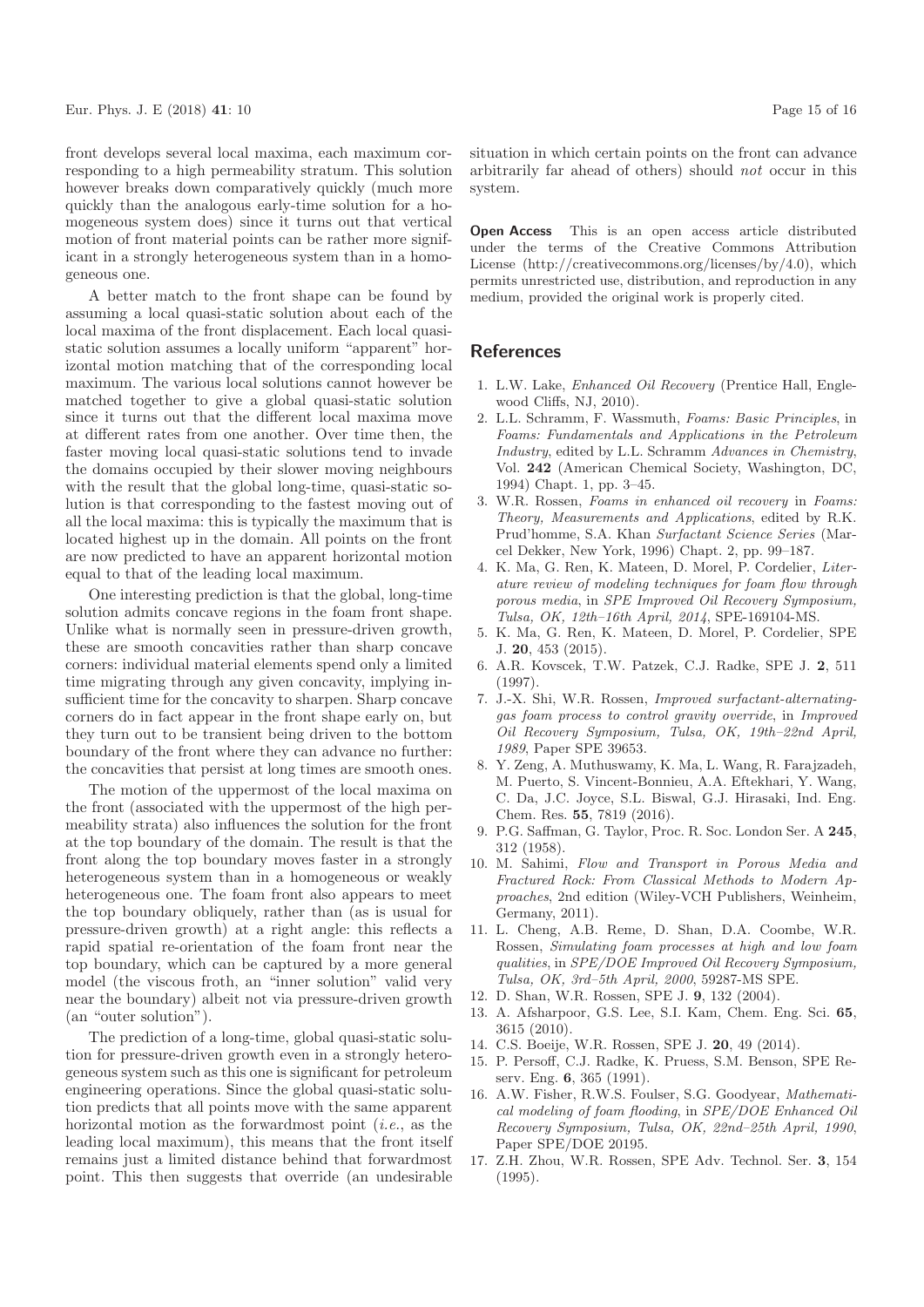front develops several local maxima, each maximum corresponding to a high permeability stratum. This solution however breaks down comparatively quickly (much more quickly than the analogous early-time solution for a homogeneous system does) since it turns out that vertical motion of front material points can be rather more significant in a strongly heterogeneous system than in a homogeneous one.

A better match to the front shape can be found by assuming a local quasi-static solution about each of the local maxima of the front displacement. Each local quasi-static solution assumes a locally uniform "apparent" horizontal motion matching that of the corresponding local maximum. The various local solutions cannot however be matched together to give a global quasi-static solution since it turns out that the different local maxima move at different rates from one another. Over time then, the faster moving local quasi-static solutions tend to invade the domains occupied by their slower moving neighbours with the result that the global long-time, quasi-static solution is that corresponding to the fastest moving out of all the local maxima: this is typically the maximum that is located highest up in the domain. All points on the front are now predicted to have an apparent horizontal motion equal to that of the leading local maximum.

One interesting prediction is that the global, long-time solution admits concave regions in the foam front shape. Unlike what is normally seen in pressure-driven growth, these are smooth concavities rather than sharp concave corners: individual material elements spend only a limited time migrating through any given concavity, implying insufficient time for the concavity to sharpen. Sharp concave corners do in fact appear in the front shape early on, but they turn out to be transient being driven to the bottom boundary of the front where they can advance no further: the concavities that persist at long times are smooth ones.

The motion of the uppermost of the local maxima on the front (associated with the uppermost of the high permeability strata) also influences the solution for the front at the top boundary of the domain. The result is that the front along the top boundary moves faster in a strongly heterogeneous system than in a homogeneous or weakly heterogeneous one. The foam front also appears to meet the top boundary obliquely, rather than (as is usual for pressure-driven growth) at a right angle: this reflects a rapid spatial re-orientation of the foam front near the top boundary, which can be captured by a more general model (the viscous froth, an "inner solution" valid very near the boundary) albeit not via pressure-driven growth (an "outer solution").

The prediction of a long-time, global quasi-static solution for pressure-driven growth even in a strongly heterogeneous system such as this one is significant for petroleum engineering operations. Since the global quasi-static solution predicts that all points move with the same apparent horizontal motion as the forwardmost point (*i.e.*, as the leading local maximum), this means that the front itself remains just a limited distance behind that forwardmost point. This then suggests that override (an undesirable situation in which certain points on the front can advance arbitrarily far ahead of others) should *not* occur in this system.

**Open Access** This is an open access article distributed under the terms of the Creative Commons Attribution License (http://creativecommons.org/licenses/by/4.0), which permits unrestricted use, distribution, and reproduction in any medium, provided the original work is properly cited.

## References

1. L.W. Lake, *Enhanced Oil Recovery* (Prentice Hall, Englewood Cliffs, NJ, 2010).
2. L.L. Schramm, F. Wassmuth, *Foams: Basic Principles*, in *Foams: Fundamentals and Applications in the Petroleum Industry*, edited by L.L. Schramm *Advances in Chemistry*, Vol. **242** (American Chemical Society, Washington, DC, 1994) Chapt. 1, pp. 3–45.
3. W.R. Rossen, *Foams in enhanced oil recovery* in *Foams: Theory, Measurements and Applications*, edited by R.K. Prud'homme, S.A. Khan *Surfactant Science Series* (Marcel Dekker, New York, 1996) Chapt. 2, pp. 99–187.
4. K. Ma, G. Ren, K. Mateen, D. Morel, P. Cordelier, *Literature review of modeling techniques for foam flow through porous media*, in *SPE Improved Oil Recovery Symposium, Tulsa, OK, 12th–16th April, 2014*, SPE-169104-MS.
5. K. Ma, G. Ren, K. Mateen, D. Morel, P. Cordelier, SPE J. **20**, 453 (2015).
6. A.R. Kovscek, T.W. Patzek, C.J. Radke, SPE J. **2**, 511 (1997).
7. J.-X. Shi, W.R. Rossen, *Improved surfactant-alternating-gas foam process to control gravity override*, in *Improved Oil Recovery Symposium, Tulsa, OK, 19th–22nd April, 1989*, Paper SPE 39653.
8. Y. Zeng, A. Muthuswamy, K. Ma, L. Wang, R. Farajzadeh, M. Puerto, S. Vincent-Bonnieu, A.A. Eftekhari, Y. Wang, C. Da, J.C. Joyce, S.L. Biswal, G.J. Hirasaki, Ind. Eng. Chem. Res. **55**, 7819 (2016).
9. P.G. Saffman, G. Taylor, Proc. R. Soc. London Ser. A **245**, 312 (1958).
10. M. Sahimi, *Flow and Transport in Porous Media and Fractured Rock: From Classical Methods to Modern Approaches*, 2nd edition (Wiley-VCH Publishers, Weinheim, Germany, 2011).
11. L. Cheng, A.B. Reme, D. Shan, D.A. Coombe, W.R. Rossen, *Simulating foam processes at high and low foam qualities*, in *SPE/DOE Improved Oil Recovery Symposium, Tulsa, OK, 3rd–5th April, 2000*, 59287-MS SPE.
12. D. Shan, W.R. Rossen, SPE J. **9**, 132 (2004).
13. A. Afsharpoor, G.S. Lee, S.I. Kam, Chem. Eng. Sci. **65**, 3615 (2010).
14. C.S. Boeije, W.R. Rossen, SPE J. **20**, 49 (2014).
15. P. Persoff, C.J. Radke, K. Pruess, S.M. Benson, SPE Reserv. Eng. **6**, 365 (1991).
16. A.W. Fisher, R.W.S. Foulser, S.G. Goodyear, *Mathematical modeling of foam flooding*, in *SPE/DOE Enhanced Oil Recovery Symposium, Tulsa, OK, 22nd–25th April, 1990*, Paper SPE/DOE 20195.
17. Z.H. Zhou, W.R. Rossen, SPE Adv. Technol. Ser. **3**, 154 (1995).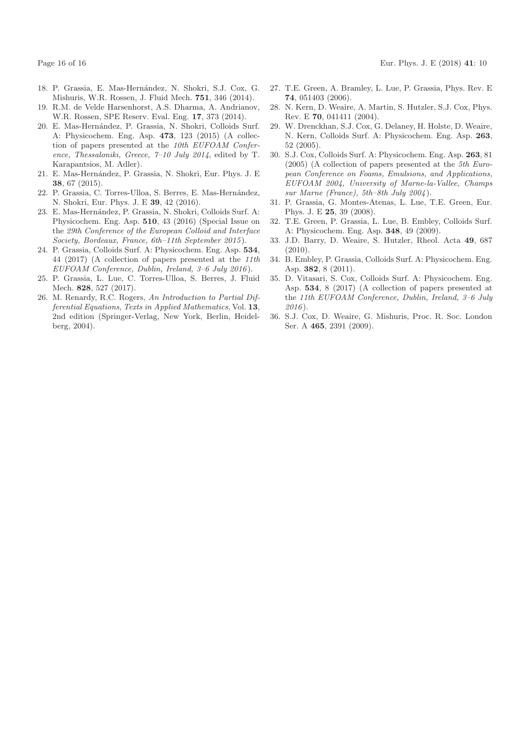18. P. Grassia, E. Mas-Hernández, N. Shokri, S.J. Cox, G. Mishuris, W.R. Rossen, J. Fluid Mech. **751**, 346 (2014).
19. R.M. de Velde Harsenhorst, A.S. Dharma, A. Andrianov, W.R. Rossen, SPE Reserv. Eval. Eng. **17**, 373 (2014).
20. E. Mas-Hernández, P. Grassia, N. Shokri, Colloids Surf. A: Physicochem. Eng. Asp. **473**, 123 (2015) (A collection of papers presented at the *10th EUFOAM Conference, Thessaloniki, Greece, 7–10 July 2014*, edited by T. Karapantsios, M. Adler).
21. E. Mas-Hernández, P. Grassia, N. Shokri, Eur. Phys. J. E **38**, 67 (2015).
22. P. Grassia, C. Torres-Ulloa, S. Berres, E. Mas-Hernández, N. Shokri, Eur. Phys. J. E **39**, 42 (2016).
23. E. Mas-Hernández, P. Grassia, N. Shokri, Colloids Surf. A: Physicochem. Eng. Asp. **510**, 43 (2016) (Special Issue on the *29th Conference of the European Colloid and Interface Society, Bordeaux, France, 6th–11th September 2015*).
24. P. Grassia, Colloids Surf. A: Physicochem. Eng. Asp. **534**, 44 (2017) (A collection of papers presented at the *11th EUFOAM Conference, Dublin, Ireland, 3–6 July 2016*).
25. P. Grassia, L. Lue, C. Torres-Ulloa, S. Berres, J. Fluid Mech. **828**, 527 (2017).
26. M. Renardy, R.C. Rogers, *An Introduction to Partial Differential Equations*, *Texts in Applied Mathematics*, Vol. **13**, 2nd edition (Springer-Verlag, New York, Berlin, Heidelberg, 2004).
27. T.E. Green, A. Bramley, L. Lue, P. Grassia, Phys. Rev. E **74**, 051403 (2006).
28. N. Kern, D. Weaire, A. Martin, S. Hutzler, S.J. Cox, Phys. Rev. E **70**, 041411 (2004).
29. W. Drenckhan, S.J. Cox, G. Delaney, H. Holste, D. Weaire, N. Kern, Colloids Surf. A: Physicochem. Eng. Asp. **263**, 52 (2005).
30. S.J. Cox, Colloids Surf. A: Physicochem. Eng. Asp. **263**, 81 (2005) (A collection of papers presented at the *5th European Conference on Foams, Emulsions, and Applications, EUFOAM 2004, University of Marne-la-Vallee, Champs sur Marne (France), 5th–8th July 2004*).
31. P. Grassia, G. Montes-Atenas, L. Lue, T.E. Green, Eur. Phys. J. E **25**, 39 (2008).
32. T.E. Green, P. Grassia, L. Lue, B. Embley, Colloids Surf. A: Physicochem. Eng. Asp. **348**, 49 (2009).
33. J.D. Barry, D. Weaire, S. Hutzler, Rheol. Acta **49**, 687 (2010).
34. B. Embley, P. Grassia, Colloids Surf. A: Physicochem. Eng. Asp. **382**, 8 (2011).
35. D. Vitasari, S. Cox, Colloids Surf. A: Physicochem. Eng. Asp. **534**, 8 (2017) (A collection of papers presented at the *11th EUFOAM Conference, Dublin, Ireland, 3–6 July 2016*).
36. S.J. Cox, D. Weaire, G. Mishuris, Proc. R. Soc. London Ser. A **465**, 2391 (2009).